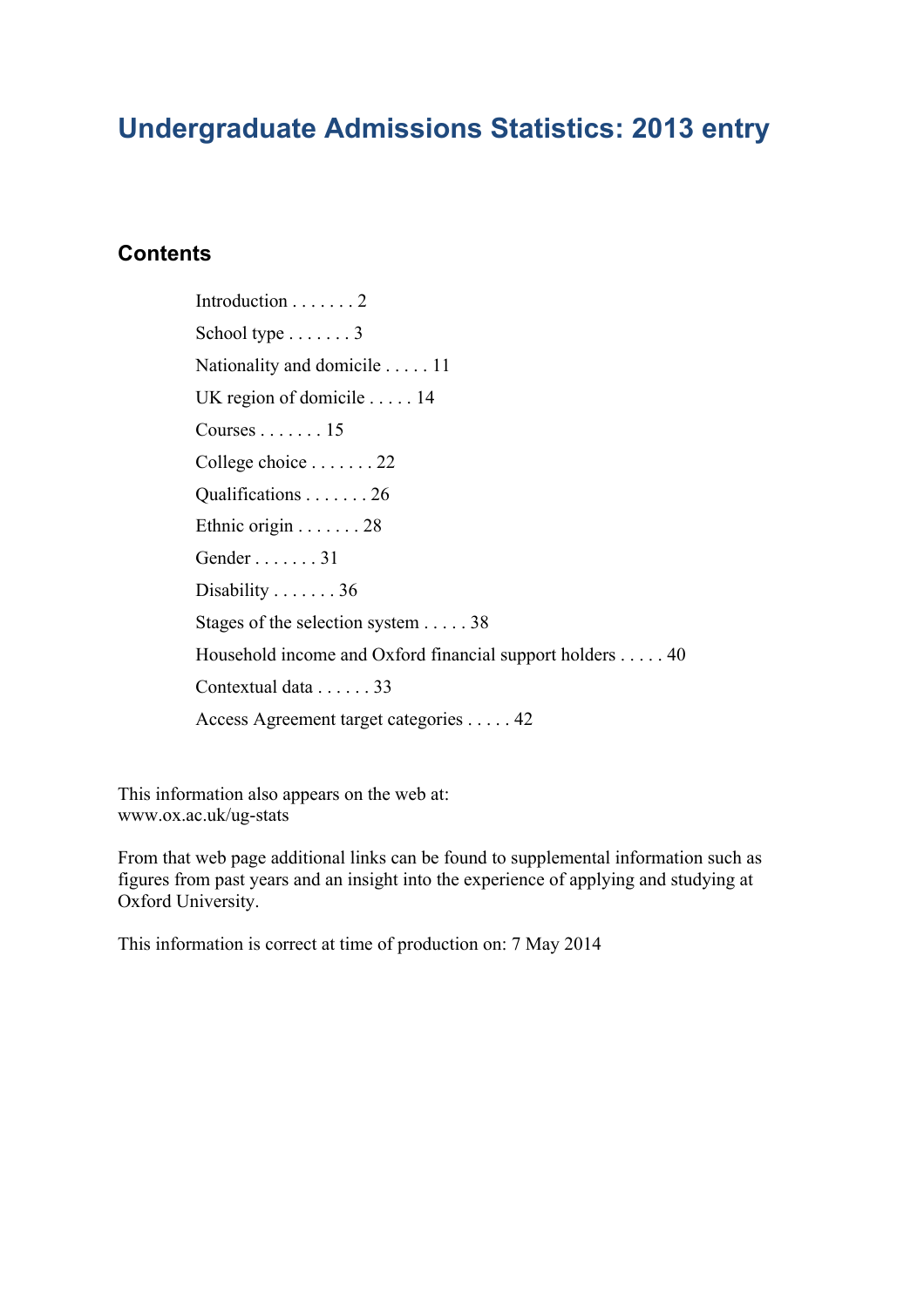# Undergraduate Admissions Statistics: 2013 entry

## Contents

Introduction . . . . . . . 2

School type . . . . . . . 3

Nationality and domicile . . . . . 11

UK region of domicile . . . . . 14

Courses . . . . . . . 15

College choice . . . . . . . 22

Qualifications . . . . . . . 26

Ethnic origin . . . . . . . 28

Gender . . . . . . . 31

Disability . . . . . . . 36

Stages of the selection system . . . . . 38

Household income and Oxford financial support holders . . . . . 40

Contextual data . . . . . . 33

Access Agreement target categories . . . . . 42

This information also appears on the web at:
www.ox.ac.uk/ug-stats

From that web page additional links can be found to supplemental information such as figures from past years and an insight into the experience of applying and studying at Oxford University.

This information is correct at time of production on: 7 May 2014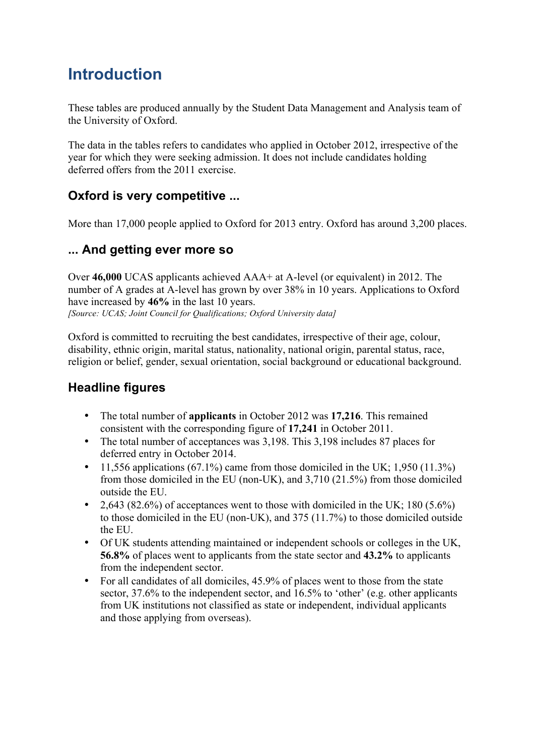# Introduction

These tables are produced annually by the Student Data Management and Analysis team of the University of Oxford.

The data in the tables refers to candidates who applied in October 2012, irrespective of the year for which they were seeking admission. It does not include candidates holding deferred offers from the 2011 exercise.

## Oxford is very competitive ...

More than 17,000 people applied to Oxford for 2013 entry. Oxford has around 3,200 places.

## ... And getting ever more so

Over **46,000** UCAS applicants achieved AAA+ at A-level (or equivalent) in 2012. The number of A grades at A-level has grown by over 38% in 10 years. Applications to Oxford have increased by **46%** in the last 10 years.
*[Source: UCAS; Joint Council for Qualifications; Oxford University data]*

Oxford is committed to recruiting the best candidates, irrespective of their age, colour, disability, ethnic origin, marital status, nationality, national origin, parental status, race, religion or belief, gender, sexual orientation, social background or educational background.

## Headline figures

- The total number of **applicants** in October 2012 was **17,216**. This remained consistent with the corresponding figure of **17,241** in October 2011.
- The total number of acceptances was 3,198. This 3,198 includes 87 places for deferred entry in October 2014.
- 11,556 applications (67.1%) came from those domiciled in the UK; 1,950 (11.3%) from those domiciled in the EU (non-UK), and 3,710 (21.5%) from those domiciled outside the EU.
- 2,643 (82.6%) of acceptances went to those with domiciled in the UK; 180 (5.6%) to those domiciled in the EU (non-UK), and 375 (11.7%) to those domiciled outside the EU.
- Of UK students attending maintained or independent schools or colleges in the UK, **56.8%** of places went to applicants from the state sector and **43.2%** to applicants from the independent sector.
- For all candidates of all domiciles, 45.9% of places went to those from the state sector, 37.6% to the independent sector, and 16.5% to 'other' (e.g. other applicants from UK institutions not classified as state or independent, individual applicants and those applying from overseas).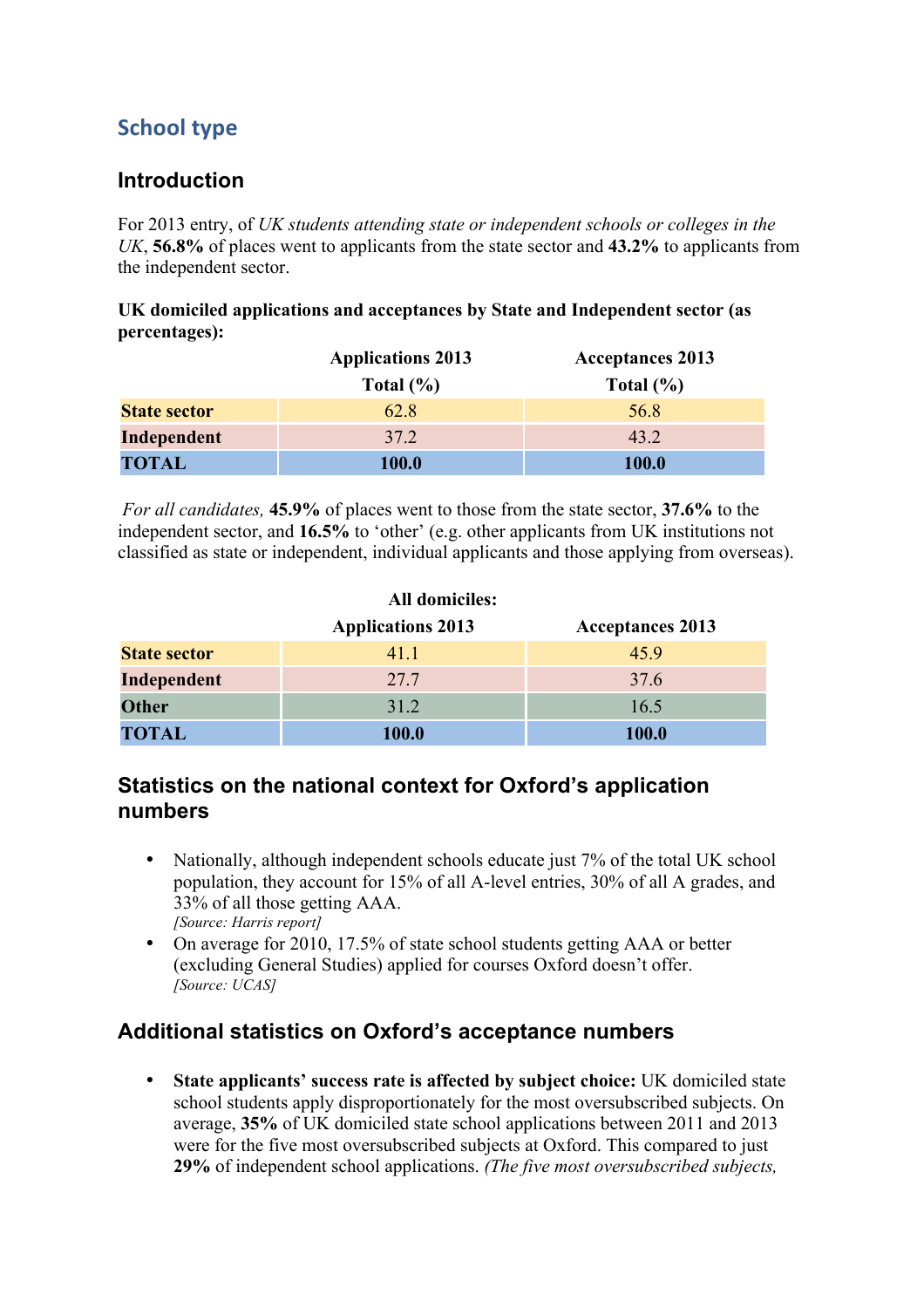## School type

### Introduction

For 2013 entry, of *UK students attending state or independent schools or colleges in the UK*, **56.8%** of places went to applicants from the state sector and **43.2%** to applicants from the independent sector.

**UK domiciled applications and acceptances by State and Independent sector (as percentages):**

| | Applications 2013 Total (%) | Acceptances 2013 Total (%) |
|---|---|---|
| **State sector** | 62.8 | 56.8 |
| **Independent** | 37.2 | 43.2 |
| **TOTAL** | **100.0** | **100.0** |

*For all candidates,* **45.9%** of places went to those from the state sector, **37.6%** to the independent sector, and **16.5%** to 'other' (e.g. other applicants from UK institutions not classified as state or independent, individual applicants and those applying from overseas).

**All domiciles:**

| | Applications 2013 | Acceptances 2013 |
|---|---|---|
| **State sector** | 41.1 | 45.9 |
| **Independent** | 27.7 | 37.6 |
| **Other** | 31.2 | 16.5 |
| **TOTAL** | **100.0** | **100.0** |

### Statistics on the national context for Oxford's application numbers

- Nationally, although independent schools educate just 7% of the total UK school population, they account for 15% of all A-level entries, 30% of all A grades, and 33% of all those getting AAA.
  *[Source: Harris report]*
- On average for 2010, 17.5% of state school students getting AAA or better (excluding General Studies) applied for courses Oxford doesn't offer.
  *[Source: UCAS]*

### Additional statistics on Oxford's acceptance numbers

- **State applicants' success rate is affected by subject choice:** UK domiciled state school students apply disproportionately for the most oversubscribed subjects. On average, **35%** of UK domiciled state school applications between 2011 and 2013 were for the five most oversubscribed subjects at Oxford. This compared to just **29%** of independent school applications. *(The five most oversubscribed subjects,*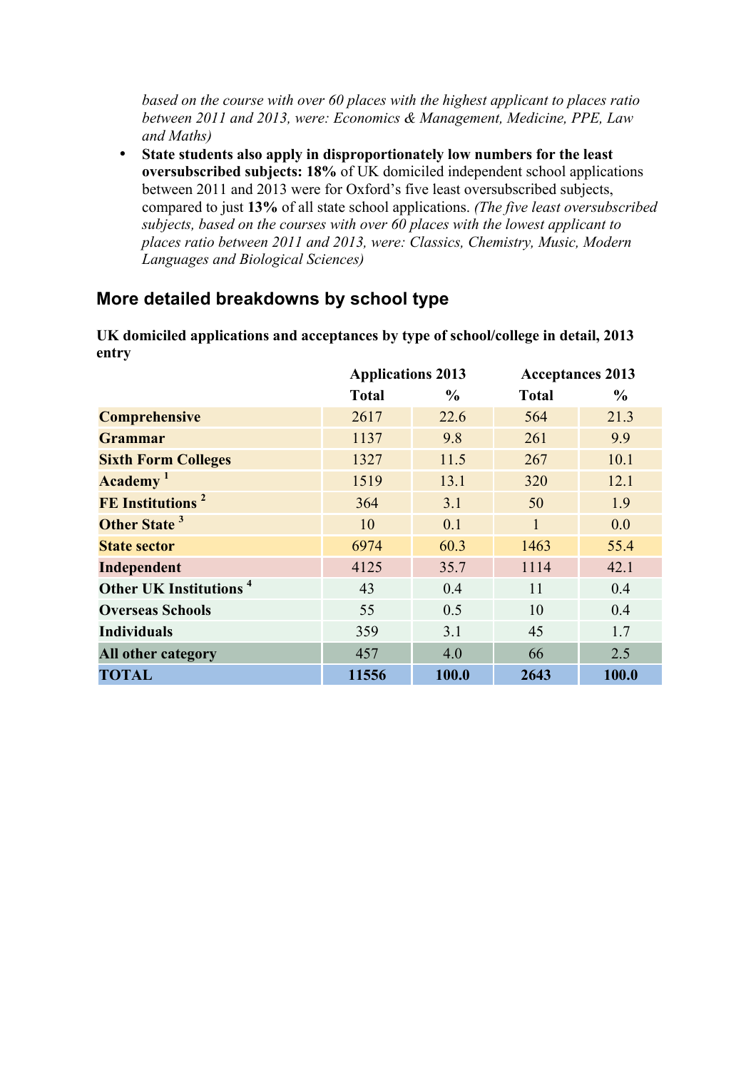*based on the course with over 60 places with the highest applicant to places ratio between 2011 and 2013, were: Economics & Management, Medicine, PPE, Law and Maths)*

- **State students also apply in disproportionately low numbers for the least oversubscribed subjects: 18%** of UK domiciled independent school applications between 2011 and 2013 were for Oxford's five least oversubscribed subjects, compared to just **13%** of all state school applications. *(The five least oversubscribed subjects, based on the courses with over 60 places with the lowest applicant to places ratio between 2011 and 2013, were: Classics, Chemistry, Music, Modern Languages and Biological Sciences)*

## More detailed breakdowns by school type

**UK domiciled applications and acceptances by type of school/college in detail, 2013 entry**

| | Applications 2013 | | Acceptances 2013 | |
|---|---|---|---|---|
| | **Total** | **%** | **Total** | **%** |
| **Comprehensive** | 2617 | 22.6 | 564 | 21.3 |
| **Grammar** | 1137 | 9.8 | 261 | 9.9 |
| **Sixth Form Colleges** | 1327 | 11.5 | 267 | 10.1 |
| **Academy** [1] | 1519 | 13.1 | 320 | 12.1 |
| **FE Institutions** [2] | 364 | 3.1 | 50 | 1.9 |
| **Other State** [3] | 10 | 0.1 | 1 | 0.0 |
| **State sector** | 6974 | 60.3 | 1463 | 55.4 |
| **Independent** | 4125 | 35.7 | 1114 | 42.1 |
| **Other UK Institutions** [4] | 43 | 0.4 | 11 | 0.4 |
| **Overseas Schools** | 55 | 0.5 | 10 | 0.4 |
| **Individuals** | 359 | 3.1 | 45 | 1.7 |
| **All other category** | 457 | 4.0 | 66 | 2.5 |
| **TOTAL** | **11556** | **100.0** | **2643** | **100.0** |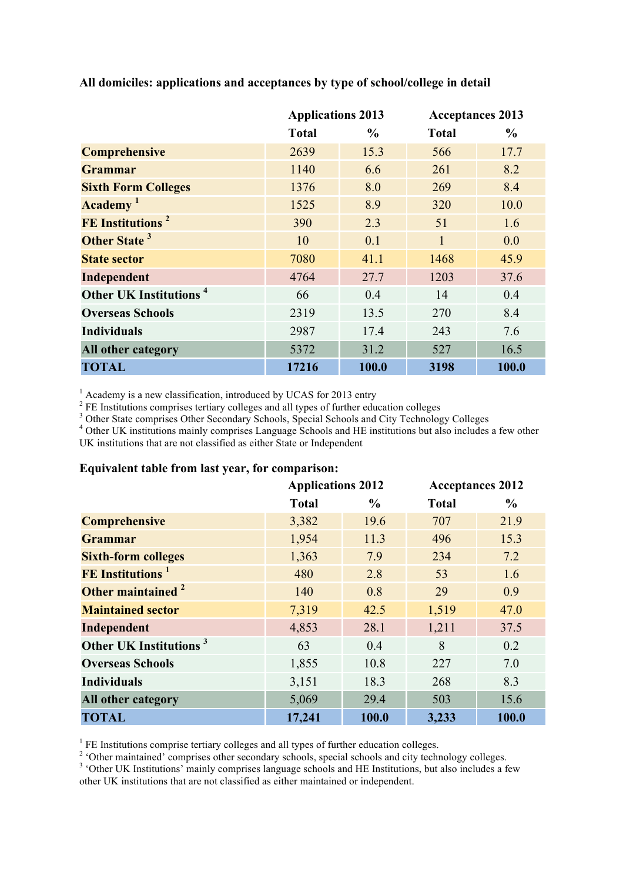**All domiciles: applications and acceptances by type of school/college in detail**

| | Applications 2013 | | Acceptances 2013 | |
|---|---|---|---|---|
| | Total | % | Total | % |
| **Comprehensive** | 2639 | 15.3 | 566 | 17.7 |
| **Grammar** | 1140 | 6.6 | 261 | 8.2 |
| **Sixth Form Colleges** | 1376 | 8.0 | 269 | 8.4 |
| **Academy** [1] | 1525 | 8.9 | 320 | 10.0 |
| **FE Institutions** [2] | 390 | 2.3 | 51 | 1.6 |
| **Other State** [3] | 10 | 0.1 | 1 | 0.0 |
| **State sector** | 7080 | 41.1 | 1468 | 45.9 |
| **Independent** | 4764 | 27.7 | 1203 | 37.6 |
| **Other UK Institutions** [4] | 66 | 0.4 | 14 | 0.4 |
| **Overseas Schools** | 2319 | 13.5 | 270 | 8.4 |
| **Individuals** | 2987 | 17.4 | 243 | 7.6 |
| **All other category** | 5372 | 31.2 | 527 | 16.5 |
| **TOTAL** | **17216** | **100.0** | **3198** | **100.0** |

[1] Academy is a new classification, introduced by UCAS for 2013 entry
[2] FE Institutions comprises tertiary colleges and all types of further education colleges
[3] Other State comprises Other Secondary Schools, Special Schools and City Technology Colleges
[4] Other UK institutions mainly comprises Language Schools and HE institutions but also includes a few other UK institutions that are not classified as either State or Independent

**Equivalent table from last year, for comparison:**

| | Applications 2012 | | Acceptances 2012 | |
|---|---|---|---|---|
| | Total | % | Total | % |
| **Comprehensive** | 3,382 | 19.6 | 707 | 21.9 |
| **Grammar** | 1,954 | 11.3 | 496 | 15.3 |
| **Sixth-form colleges** | 1,363 | 7.9 | 234 | 7.2 |
| **FE Institutions** [1] | 480 | 2.8 | 53 | 1.6 |
| **Other maintained** [2] | 140 | 0.8 | 29 | 0.9 |
| **Maintained sector** | 7,319 | 42.5 | 1,519 | 47.0 |
| **Independent** | 4,853 | 28.1 | 1,211 | 37.5 |
| **Other UK Institutions** [3] | 63 | 0.4 | 8 | 0.2 |
| **Overseas Schools** | 1,855 | 10.8 | 227 | 7.0 |
| **Individuals** | 3,151 | 18.3 | 268 | 8.3 |
| **All other category** | 5,069 | 29.4 | 503 | 15.6 |
| **TOTAL** | **17,241** | **100.0** | **3,233** | **100.0** |

[1] FE Institutions comprise tertiary colleges and all types of further education colleges.
[2] 'Other maintained' comprises other secondary schools, special schools and city technology colleges.
[3] 'Other UK Institutions' mainly comprises language schools and HE Institutions, but also includes a few other UK institutions that are not classified as either maintained or independent.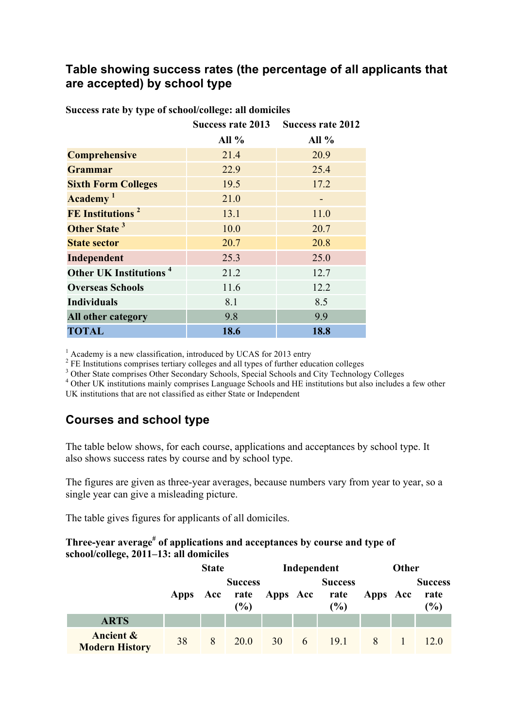## Table showing success rates (the percentage of all applicants that are accepted) by school type

**Success rate by type of school/college: all domiciles**

| | Success rate 2013 | Success rate 2012 |
|---|---|---|
| | All % | All % |
| **Comprehensive** | 21.4 | 20.9 |
| **Grammar** | 22.9 | 25.4 |
| **Sixth Form Colleges** | 19.5 | 17.2 |
| **Academy** [1] | 21.0 | - |
| **FE Institutions** [2] | 13.1 | 11.0 |
| **Other State** [3] | 10.0 | 20.7 |
| **State sector** | 20.7 | 20.8 |
| **Independent** | 25.3 | 25.0 |
| **Other UK Institutions** [4] | 21.2 | 12.7 |
| **Overseas Schools** | 11.6 | 12.2 |
| **Individuals** | 8.1 | 8.5 |
| **All other category** | 9.8 | 9.9 |
| **TOTAL** | **18.6** | **18.8** |

[1] Academy is a new classification, introduced by UCAS for 2013 entry
[2] FE Institutions comprises tertiary colleges and all types of further education colleges
[3] Other State comprises Other Secondary Schools, Special Schools and City Technology Colleges
[4] Other UK institutions mainly comprises Language Schools and HE institutions but also includes a few other UK institutions that are not classified as either State or Independent

## Courses and school type

The table below shows, for each course, applications and acceptances by school type. It also shows success rates by course and by school type.

The figures are given as three-year averages, because numbers vary from year to year, so a single year can give a misleading picture.

The table gives figures for applicants of all domiciles.

**Three-year average[#] of applications and acceptances by course and type of school/college, 2011–13: all domiciles**

| | State | | | Independent | | | Other | | |
|---|---|---|---|---|---|---|---|---|---|
| | Apps | Acc | Success rate (%) | Apps | Acc | Success rate (%) | Apps | Acc | Success rate (%) |
| **ARTS** | | | | | | | | | |
| **Ancient & Modern History** | 38 | 8 | 20.0 | 30 | 6 | 19.1 | 8 | 1 | 12.0 |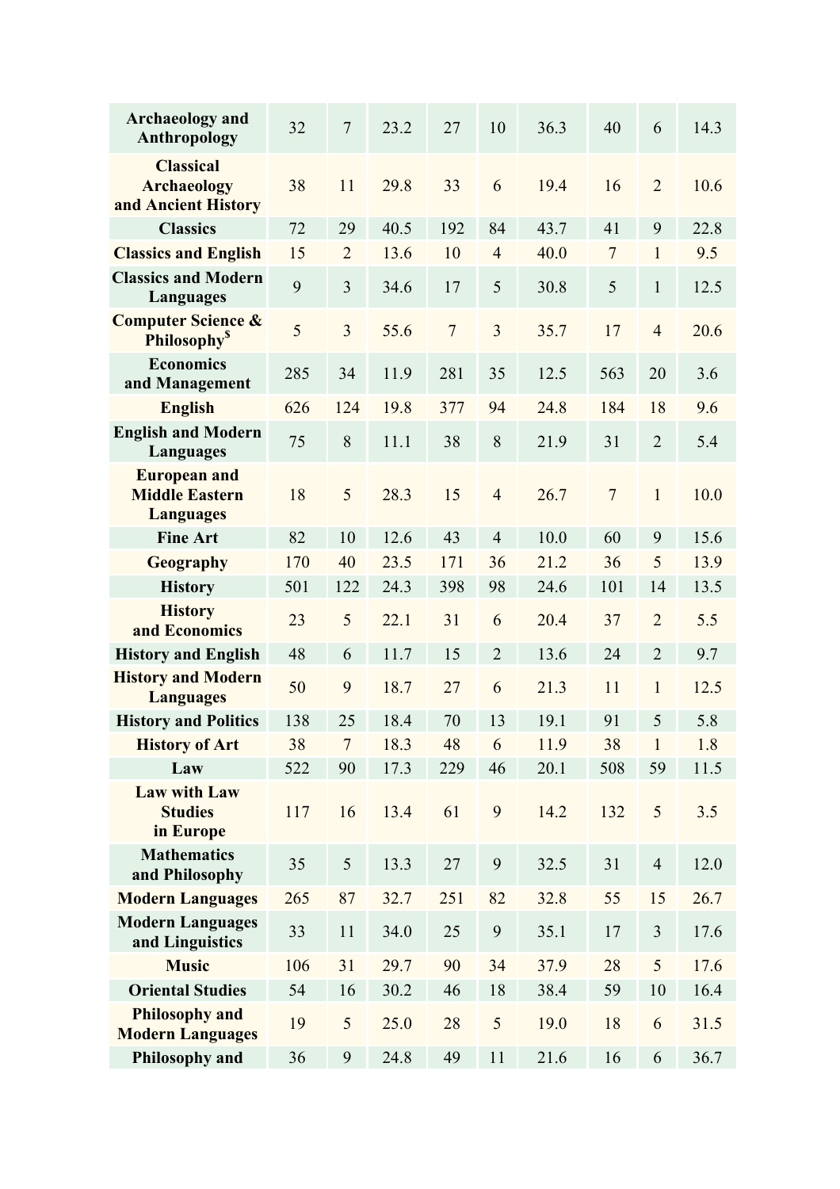| | | | | | | | | | |
|---|---|---|---|---|---|---|---|---|---|
| **Archaeology and Anthropology** | 32 | 7 | 23.2 | 27 | 10 | 36.3 | 40 | 6 | 14.3 |
| **Classical Archaeology and Ancient History** | 38 | 11 | 29.8 | 33 | 6 | 19.4 | 16 | 2 | 10.6 |
| **Classics** | 72 | 29 | 40.5 | 192 | 84 | 43.7 | 41 | 9 | 22.8 |
| **Classics and English** | 15 | 2 | 13.6 | 10 | 4 | 40.0 | 7 | 1 | 9.5 |
| **Classics and Modern Languages** | 9 | 3 | 34.6 | 17 | 5 | 30.8 | 5 | 1 | 12.5 |
| **Computer Science & Philosophy$** | 5 | 3 | 55.6 | 7 | 3 | 35.7 | 17 | 4 | 20.6 |
| **Economics and Management** | 285 | 34 | 11.9 | 281 | 35 | 12.5 | 563 | 20 | 3.6 |
| **English** | 626 | 124 | 19.8 | 377 | 94 | 24.8 | 184 | 18 | 9.6 |
| **English and Modern Languages** | 75 | 8 | 11.1 | 38 | 8 | 21.9 | 31 | 2 | 5.4 |
| **European and Middle Eastern Languages** | 18 | 5 | 28.3 | 15 | 4 | 26.7 | 7 | 1 | 10.0 |
| **Fine Art** | 82 | 10 | 12.6 | 43 | 4 | 10.0 | 60 | 9 | 15.6 |
| **Geography** | 170 | 40 | 23.5 | 171 | 36 | 21.2 | 36 | 5 | 13.9 |
| **History** | 501 | 122 | 24.3 | 398 | 98 | 24.6 | 101 | 14 | 13.5 |
| **History and Economics** | 23 | 5 | 22.1 | 31 | 6 | 20.4 | 37 | 2 | 5.5 |
| **History and English** | 48 | 6 | 11.7 | 15 | 2 | 13.6 | 24 | 2 | 9.7 |
| **History and Modern Languages** | 50 | 9 | 18.7 | 27 | 6 | 21.3 | 11 | 1 | 12.5 |
| **History and Politics** | 138 | 25 | 18.4 | 70 | 13 | 19.1 | 91 | 5 | 5.8 |
| **History of Art** | 38 | 7 | 18.3 | 48 | 6 | 11.9 | 38 | 1 | 1.8 |
| **Law** | 522 | 90 | 17.3 | 229 | 46 | 20.1 | 508 | 59 | 11.5 |
| **Law with Law Studies in Europe** | 117 | 16 | 13.4 | 61 | 9 | 14.2 | 132 | 5 | 3.5 |
| **Mathematics and Philosophy** | 35 | 5 | 13.3 | 27 | 9 | 32.5 | 31 | 4 | 12.0 |
| **Modern Languages** | 265 | 87 | 32.7 | 251 | 82 | 32.8 | 55 | 15 | 26.7 |
| **Modern Languages and Linguistics** | 33 | 11 | 34.0 | 25 | 9 | 35.1 | 17 | 3 | 17.6 |
| **Music** | 106 | 31 | 29.7 | 90 | 34 | 37.9 | 28 | 5 | 17.6 |
| **Oriental Studies** | 54 | 16 | 30.2 | 46 | 18 | 38.4 | 59 | 10 | 16.4 |
| **Philosophy and Modern Languages** | 19 | 5 | 25.0 | 28 | 5 | 19.0 | 18 | 6 | 31.5 |
| **Philosophy and** | 36 | 9 | 24.8 | 49 | 11 | 21.6 | 16 | 6 | 36.7 |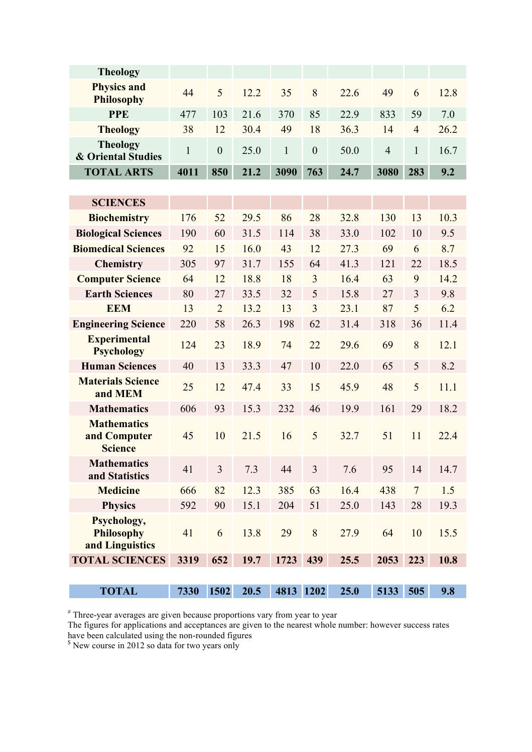| | | | | | | | | | |
|---|---|---|---|---|---|---|---|---|---|
| **Theology** | | | | | | | | | |
| **Physics and Philosophy** | 44 | 5 | 12.2 | 35 | 8 | 22.6 | 49 | 6 | 12.8 |
| **PPE** | 477 | 103 | 21.6 | 370 | 85 | 22.9 | 833 | 59 | 7.0 |
| **Theology** | 38 | 12 | 30.4 | 49 | 18 | 36.3 | 14 | 4 | 26.2 |
| **Theology & Oriental Studies** | 1 | 0 | 25.0 | 1 | 0 | 50.0 | 4 | 1 | 16.7 |
| **TOTAL ARTS** | **4011** | **850** | **21.2** | **3090** | **763** | **24.7** | **3080** | **283** | **9.2** |

| | | | | | | | | | |
|---|---|---|---|---|---|---|---|---|---|
| **SCIENCES** | | | | | | | | | |
| **Biochemistry** | 176 | 52 | 29.5 | 86 | 28 | 32.8 | 130 | 13 | 10.3 |
| **Biological Sciences** | 190 | 60 | 31.5 | 114 | 38 | 33.0 | 102 | 10 | 9.5 |
| **Biomedical Sciences** | 92 | 15 | 16.0 | 43 | 12 | 27.3 | 69 | 6 | 8.7 |
| **Chemistry** | 305 | 97 | 31.7 | 155 | 64 | 41.3 | 121 | 22 | 18.5 |
| **Computer Science** | 64 | 12 | 18.8 | 18 | 3 | 16.4 | 63 | 9 | 14.2 |
| **Earth Sciences** | 80 | 27 | 33.5 | 32 | 5 | 15.8 | 27 | 3 | 9.8 |
| **EEM** | 13 | 2 | 13.2 | 13 | 3 | 23.1 | 87 | 5 | 6.2 |
| **Engineering Science** | 220 | 58 | 26.3 | 198 | 62 | 31.4 | 318 | 36 | 11.4 |
| **Experimental Psychology** | 124 | 23 | 18.9 | 74 | 22 | 29.6 | 69 | 8 | 12.1 |
| **Human Sciences** | 40 | 13 | 33.3 | 47 | 10 | 22.0 | 65 | 5 | 8.2 |
| **Materials Science and MEM** | 25 | 12 | 47.4 | 33 | 15 | 45.9 | 48 | 5 | 11.1 |
| **Mathematics** | 606 | 93 | 15.3 | 232 | 46 | 19.9 | 161 | 29 | 18.2 |
| **Mathematics and Computer Science** | 45 | 10 | 21.5 | 16 | 5 | 32.7 | 51 | 11 | 22.4 |
| **Mathematics and Statistics** | 41 | 3 | 7.3 | 44 | 3 | 7.6 | 95 | 14 | 14.7 |
| **Medicine** | 666 | 82 | 12.3 | 385 | 63 | 16.4 | 438 | 7 | 1.5 |
| **Physics** | 592 | 90 | 15.1 | 204 | 51 | 25.0 | 143 | 28 | 19.3 |
| **Psychology, Philosophy and Linguistics** | 41 | 6 | 13.8 | 29 | 8 | 27.9 | 64 | 10 | 15.5 |
| **TOTAL SCIENCES** | **3319** | **652** | **19.7** | **1723** | **439** | **25.5** | **2053** | **223** | **10.8** |

| | | | | | | | | | |
|---|---|---|---|---|---|---|---|---|---|
| **TOTAL** | **7330** | **1502** | **20.5** | **4813** | **1202** | **25.0** | **5133** | **505** | **9.8** |

[#] Three-year averages are given because proportions vary from year to year
The figures for applications and acceptances are given to the nearest whole number: however success rates have been calculated using the non-rounded figures
[$] New course in 2012 so data for two years only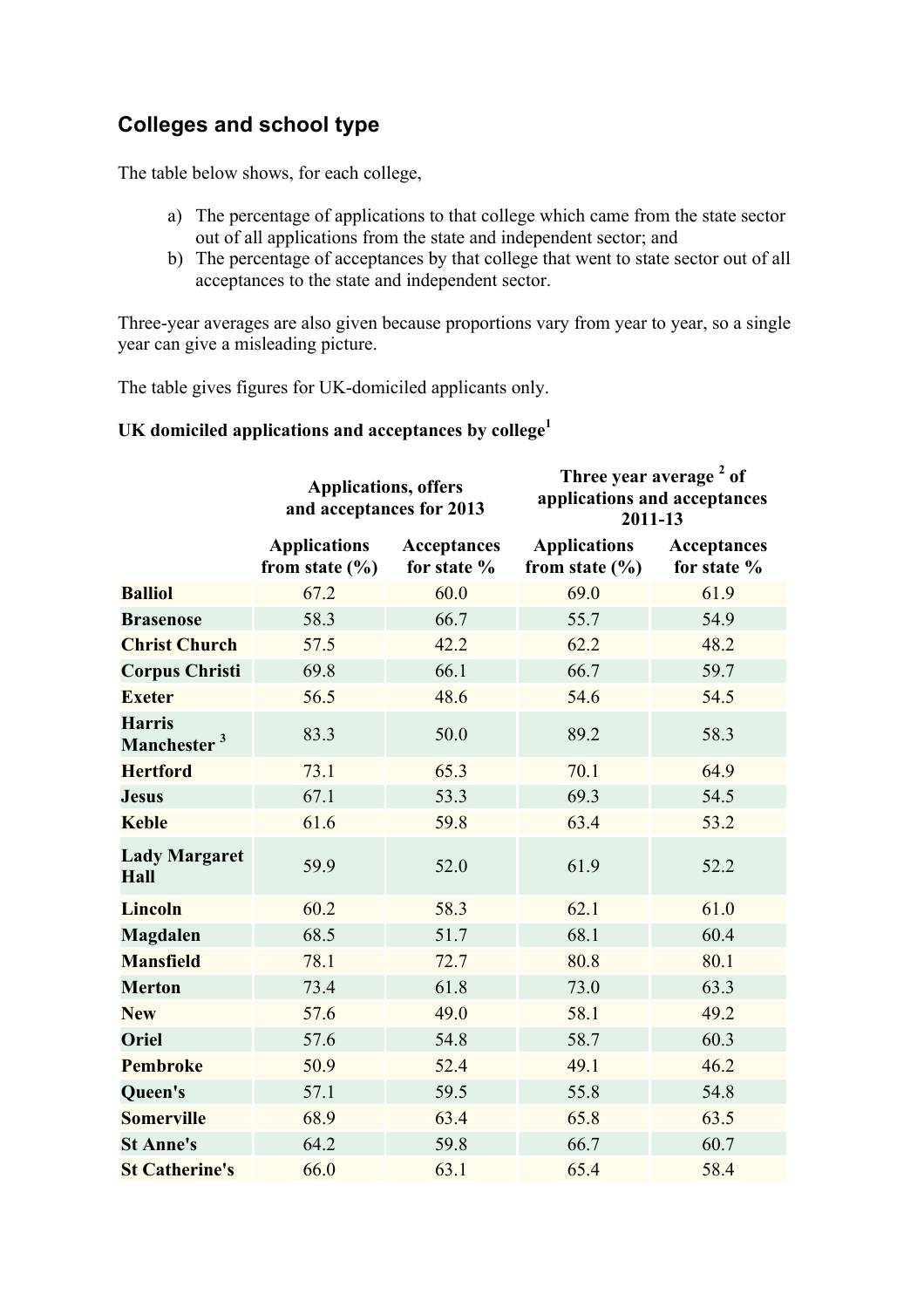## Colleges and school type

The table below shows, for each college,

a) The percentage of applications to that college which came from the state sector out of all applications from the state and independent sector; and
b) The percentage of acceptances by that college that went to state sector out of all acceptances to the state and independent sector.

Three-year averages are also given because proportions vary from year to year, so a single year can give a misleading picture.

The table gives figures for UK-domiciled applicants only.

**UK domiciled applications and acceptances by college[1]**

| | Applications, offers and acceptances for 2013 | | Three year average [2] of applications and acceptances 2011-13 | |
|---|---|---|---|---|
| | Applications from state (%) | Acceptances for state % | Applications from state (%) | Acceptances for state % |
| **Balliol** | 67.2 | 60.0 | 69.0 | 61.9 |
| **Brasenose** | 58.3 | 66.7 | 55.7 | 54.9 |
| **Christ Church** | 57.5 | 42.2 | 62.2 | 48.2 |
| **Corpus Christi** | 69.8 | 66.1 | 66.7 | 59.7 |
| **Exeter** | 56.5 | 48.6 | 54.6 | 54.5 |
| **Harris Manchester [3]** | 83.3 | 50.0 | 89.2 | 58.3 |
| **Hertford** | 73.1 | 65.3 | 70.1 | 64.9 |
| **Jesus** | 67.1 | 53.3 | 69.3 | 54.5 |
| **Keble** | 61.6 | 59.8 | 63.4 | 53.2 |
| **Lady Margaret Hall** | 59.9 | 52.0 | 61.9 | 52.2 |
| **Lincoln** | 60.2 | 58.3 | 62.1 | 61.0 |
| **Magdalen** | 68.5 | 51.7 | 68.1 | 60.4 |
| **Mansfield** | 78.1 | 72.7 | 80.8 | 80.1 |
| **Merton** | 73.4 | 61.8 | 73.0 | 63.3 |
| **New** | 57.6 | 49.0 | 58.1 | 49.2 |
| **Oriel** | 57.6 | 54.8 | 58.7 | 60.3 |
| **Pembroke** | 50.9 | 52.4 | 49.1 | 46.2 |
| **Queen's** | 57.1 | 59.5 | 55.8 | 54.8 |
| **Somerville** | 68.9 | 63.4 | 65.8 | 63.5 |
| **St Anne's** | 64.2 | 59.8 | 66.7 | 60.7 |
| **St Catherine's** | 66.0 | 63.1 | 65.4 | 58.4 |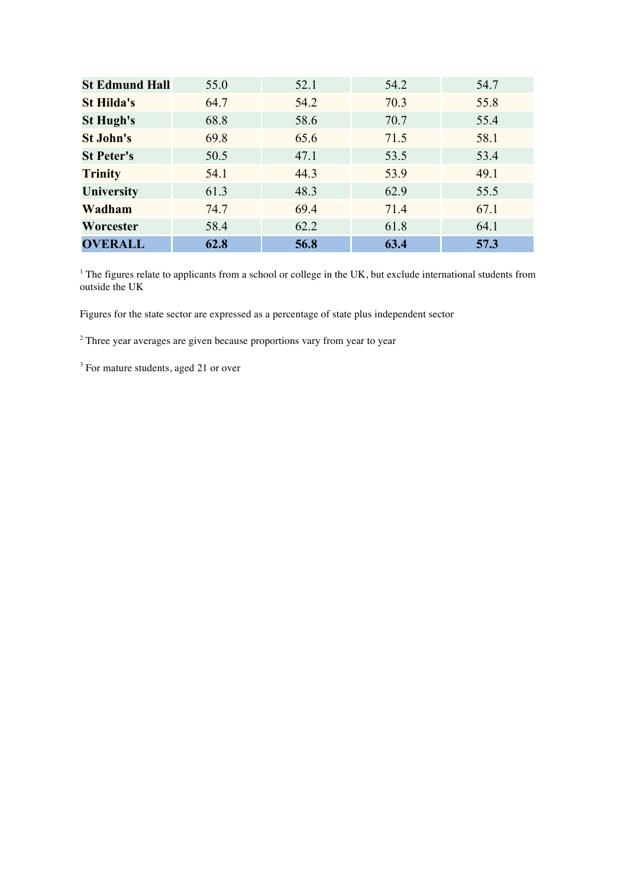| St Edmund Hall | 55.0 | 52.1 | 54.2 | 54.7 |
|---|---|---|---|---|
| St Hilda's | 64.7 | 54.2 | 70.3 | 55.8 |
| St Hugh's | 68.8 | 58.6 | 70.7 | 55.4 |
| St John's | 69.8 | 65.6 | 71.5 | 58.1 |
| St Peter's | 50.5 | 47.1 | 53.5 | 53.4 |
| Trinity | 54.1 | 44.3 | 53.9 | 49.1 |
| University | 61.3 | 48.3 | 62.9 | 55.5 |
| Wadham | 74.7 | 69.4 | 71.4 | 67.1 |
| Worcester | 58.4 | 62.2 | 61.8 | 64.1 |
| **OVERALL** | **62.8** | **56.8** | **63.4** | **57.3** |

[1] The figures relate to applicants from a school or college in the UK, but exclude international students from outside the UK

Figures for the state sector are expressed as a percentage of state plus independent sector

[2] Three year averages are given because proportions vary from year to year

[3] For mature students, aged 21 or over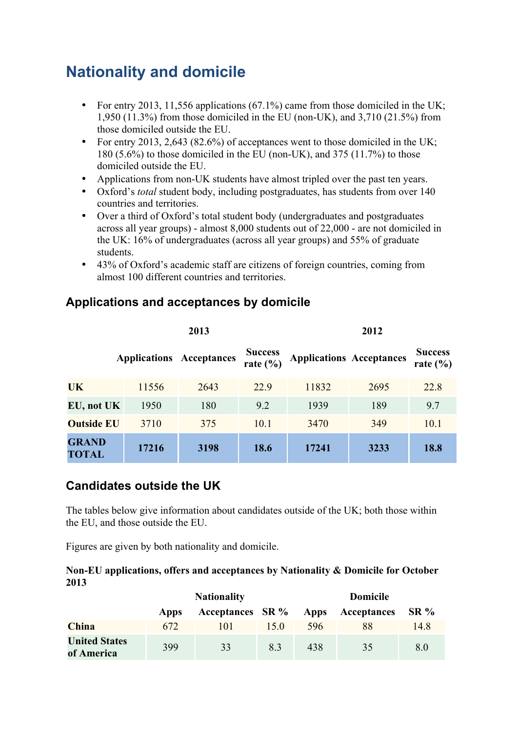# Nationality and domicile

- For entry 2013, 11,556 applications (67.1%) came from those domiciled in the UK; 1,950 (11.3%) from those domiciled in the EU (non-UK), and 3,710 (21.5%) from those domiciled outside the EU.
- For entry 2013, 2,643 (82.6%) of acceptances went to those domiciled in the UK; 180 (5.6%) to those domiciled in the EU (non-UK), and 375 (11.7%) to those domiciled outside the EU.
- Applications from non-UK students have almost tripled over the past ten years.
- Oxford's *total* student body, including postgraduates, has students from over 140 countries and territories.
- Over a third of Oxford's total student body (undergraduates and postgraduates across all year groups) - almost 8,000 students out of 22,000 - are not domiciled in the UK: 16% of undergraduates (across all year groups) and 55% of graduate students.
- 43% of Oxford's academic staff are citizens of foreign countries, coming from almost 100 different countries and territories.

## Applications and acceptances by domicile

| | 2013 | | | 2012 | | |
|---|---|---|---|---|---|---|
| | **Applications** | **Acceptances** | **Success rate (%)** | **Applications** | **Acceptances** | **Success rate (%)** |
| **UK** | 11556 | 2643 | 22.9 | 11832 | 2695 | 22.8 |
| **EU, not UK** | 1950 | 180 | 9.2 | 1939 | 189 | 9.7 |
| **Outside EU** | 3710 | 375 | 10.1 | 3470 | 349 | 10.1 |
| **GRAND TOTAL** | **17216** | **3198** | **18.6** | **17241** | **3233** | **18.8** |

## Candidates outside the UK

The tables below give information about candidates outside of the UK; both those within the EU, and those outside the EU.

Figures are given by both nationality and domicile.

**Non-EU applications, offers and acceptances by Nationality & Domicile for October 2013**

| | Nationality | | | Domicile | | |
|---|---|---|---|---|---|---|
| | **Apps** | **Acceptances** | **SR %** | **Apps** | **Acceptances** | **SR %** |
| **China** | 672 | 101 | 15.0 | 596 | 88 | 14.8 |
| **United States of America** | 399 | 33 | 8.3 | 438 | 35 | 8.0 |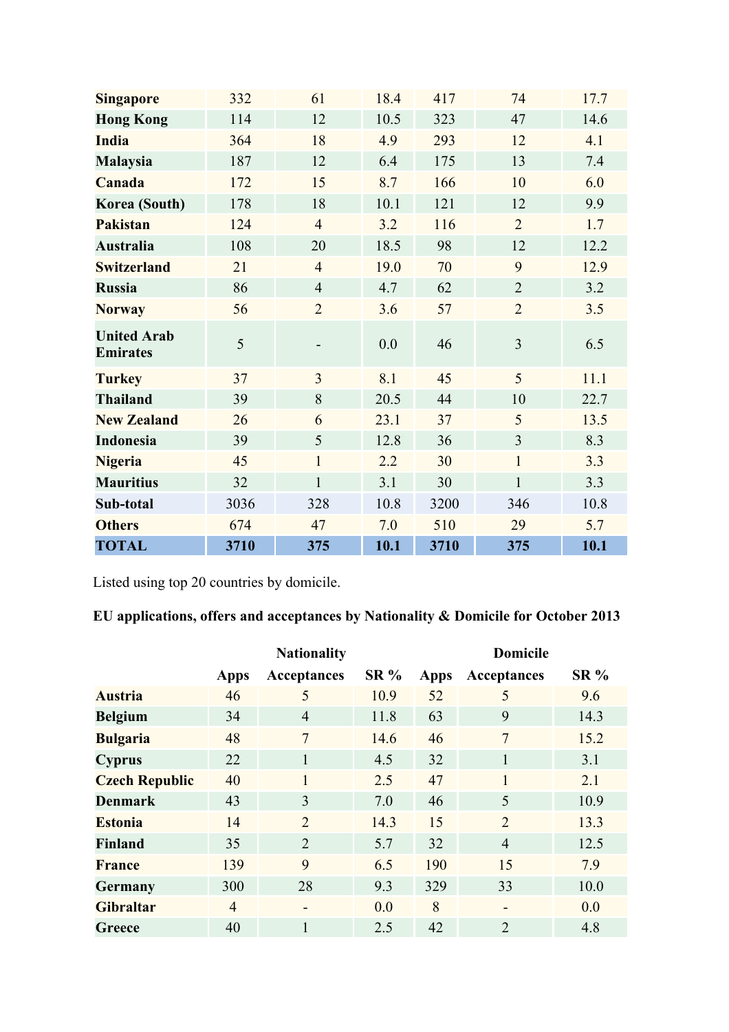| | | | | | | |
|---|---|---|---|---|---|---|
| **Singapore** | 332 | 61 | 18.4 | 417 | 74 | 17.7 |
| **Hong Kong** | 114 | 12 | 10.5 | 323 | 47 | 14.6 |
| **India** | 364 | 18 | 4.9 | 293 | 12 | 4.1 |
| **Malaysia** | 187 | 12 | 6.4 | 175 | 13 | 7.4 |
| **Canada** | 172 | 15 | 8.7 | 166 | 10 | 6.0 |
| **Korea (South)** | 178 | 18 | 10.1 | 121 | 12 | 9.9 |
| **Pakistan** | 124 | 4 | 3.2 | 116 | 2 | 1.7 |
| **Australia** | 108 | 20 | 18.5 | 98 | 12 | 12.2 |
| **Switzerland** | 21 | 4 | 19.0 | 70 | 9 | 12.9 |
| **Russia** | 86 | 4 | 4.7 | 62 | 2 | 3.2 |
| **Norway** | 56 | 2 | 3.6 | 57 | 2 | 3.5 |
| **United Arab Emirates** | 5 | - | 0.0 | 46 | 3 | 6.5 |
| **Turkey** | 37 | 3 | 8.1 | 45 | 5 | 11.1 |
| **Thailand** | 39 | 8 | 20.5 | 44 | 10 | 22.7 |
| **New Zealand** | 26 | 6 | 23.1 | 37 | 5 | 13.5 |
| **Indonesia** | 39 | 5 | 12.8 | 36 | 3 | 8.3 |
| **Nigeria** | 45 | 1 | 2.2 | 30 | 1 | 3.3 |
| **Mauritius** | 32 | 1 | 3.1 | 30 | 1 | 3.3 |
| **Sub-total** | 3036 | 328 | 10.8 | 3200 | 346 | 10.8 |
| **Others** | 674 | 47 | 7.0 | 510 | 29 | 5.7 |
| **TOTAL** | **3710** | **375** | **10.1** | **3710** | **375** | **10.1** |

Listed using top 20 countries by domicile.

**EU applications, offers and acceptances by Nationality & Domicile for October 2013**

| | Nationality | | | Domicile | | |
|---|---|---|---|---|---|---|
| | **Apps** | **Acceptances** | **SR %** | **Apps** | **Acceptances** | **SR %** |
| **Austria** | 46 | 5 | 10.9 | 52 | 5 | 9.6 |
| **Belgium** | 34 | 4 | 11.8 | 63 | 9 | 14.3 |
| **Bulgaria** | 48 | 7 | 14.6 | 46 | 7 | 15.2 |
| **Cyprus** | 22 | 1 | 4.5 | 32 | 1 | 3.1 |
| **Czech Republic** | 40 | 1 | 2.5 | 47 | 1 | 2.1 |
| **Denmark** | 43 | 3 | 7.0 | 46 | 5 | 10.9 |
| **Estonia** | 14 | 2 | 14.3 | 15 | 2 | 13.3 |
| **Finland** | 35 | 2 | 5.7 | 32 | 4 | 12.5 |
| **France** | 139 | 9 | 6.5 | 190 | 15 | 7.9 |
| **Germany** | 300 | 28 | 9.3 | 329 | 33 | 10.0 |
| **Gibraltar** | 4 | - | 0.0 | 8 | - | 0.0 |
| **Greece** | 40 | 1 | 2.5 | 42 | 2 | 4.8 |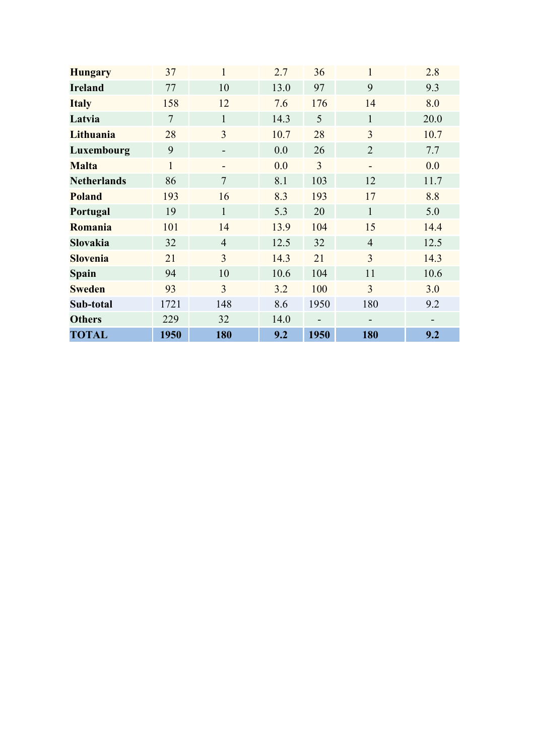| | | | | | | |
|---|---|---|---|---|---|---|
| **Hungary** | 37 | 1 | 2.7 | 36 | 1 | 2.8 |
| **Ireland** | 77 | 10 | 13.0 | 97 | 9 | 9.3 |
| **Italy** | 158 | 12 | 7.6 | 176 | 14 | 8.0 |
| **Latvia** | 7 | 1 | 14.3 | 5 | 1 | 20.0 |
| **Lithuania** | 28 | 3 | 10.7 | 28 | 3 | 10.7 |
| **Luxembourg** | 9 | - | 0.0 | 26 | 2 | 7.7 |
| **Malta** | 1 | - | 0.0 | 3 | - | 0.0 |
| **Netherlands** | 86 | 7 | 8.1 | 103 | 12 | 11.7 |
| **Poland** | 193 | 16 | 8.3 | 193 | 17 | 8.8 |
| **Portugal** | 19 | 1 | 5.3 | 20 | 1 | 5.0 |
| **Romania** | 101 | 14 | 13.9 | 104 | 15 | 14.4 |
| **Slovakia** | 32 | 4 | 12.5 | 32 | 4 | 12.5 |
| **Slovenia** | 21 | 3 | 14.3 | 21 | 3 | 14.3 |
| **Spain** | 94 | 10 | 10.6 | 104 | 11 | 10.6 |
| **Sweden** | 93 | 3 | 3.2 | 100 | 3 | 3.0 |
| **Sub-total** | 1721 | 148 | 8.6 | 1950 | 180 | 9.2 |
| **Others** | 229 | 32 | 14.0 | - | - | - |
| **TOTAL** | **1950** | **180** | **9.2** | **1950** | **180** | **9.2** |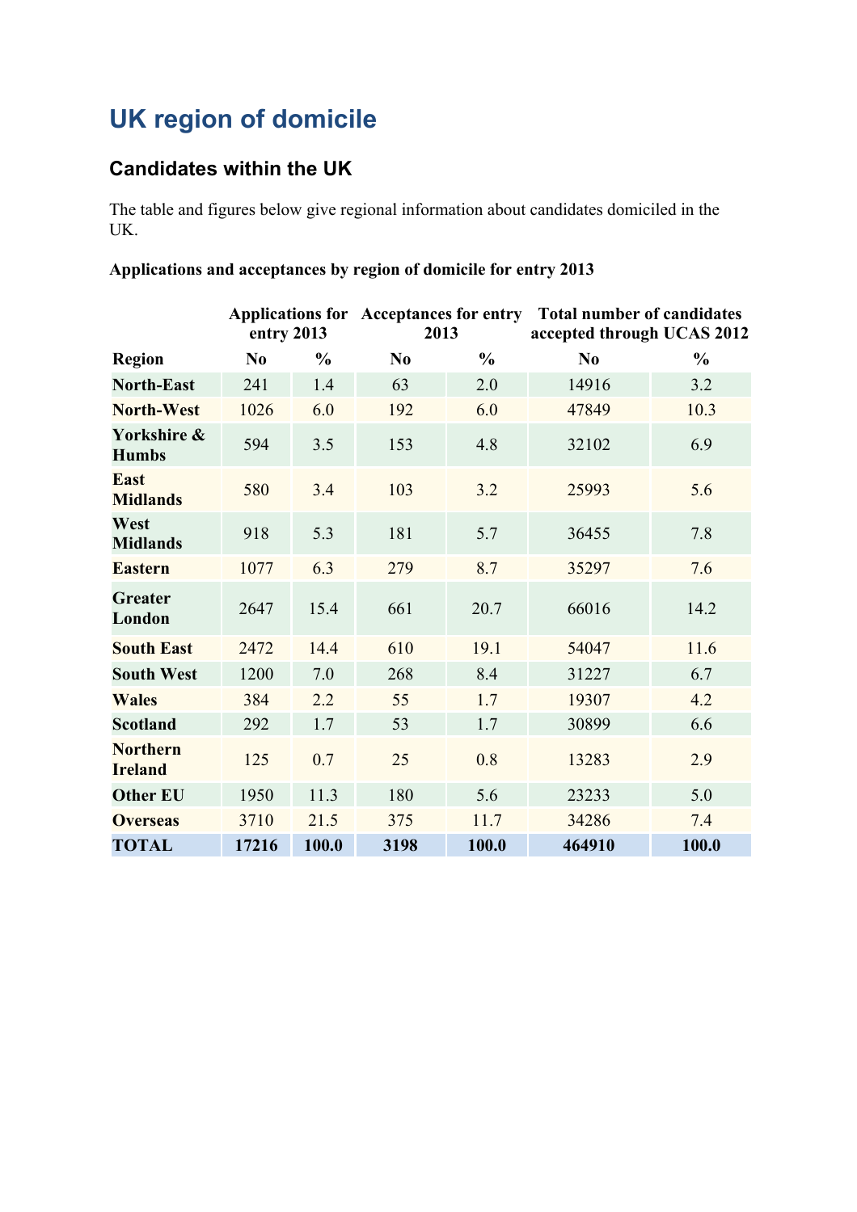# UK region of domicile

## Candidates within the UK

The table and figures below give regional information about candidates domiciled in the UK.

**Applications and acceptances by region of domicile for entry 2013**

| | Applications for entry 2013 | | Acceptances for entry 2013 | | Total number of candidates accepted through UCAS 2012 | |
|---|---|---|---|---|---|---|
| **Region** | **No** | **%** | **No** | **%** | **No** | **%** |
| **North-East** | 241 | 1.4 | 63 | 2.0 | 14916 | 3.2 |
| **North-West** | 1026 | 6.0 | 192 | 6.0 | 47849 | 10.3 |
| **Yorkshire & Humbs** | 594 | 3.5 | 153 | 4.8 | 32102 | 6.9 |
| **East Midlands** | 580 | 3.4 | 103 | 3.2 | 25993 | 5.6 |
| **West Midlands** | 918 | 5.3 | 181 | 5.7 | 36455 | 7.8 |
| **Eastern** | 1077 | 6.3 | 279 | 8.7 | 35297 | 7.6 |
| **Greater London** | 2647 | 15.4 | 661 | 20.7 | 66016 | 14.2 |
| **South East** | 2472 | 14.4 | 610 | 19.1 | 54047 | 11.6 |
| **South West** | 1200 | 7.0 | 268 | 8.4 | 31227 | 6.7 |
| **Wales** | 384 | 2.2 | 55 | 1.7 | 19307 | 4.2 |
| **Scotland** | 292 | 1.7 | 53 | 1.7 | 30899 | 6.6 |
| **Northern Ireland** | 125 | 0.7 | 25 | 0.8 | 13283 | 2.9 |
| **Other EU** | 1950 | 11.3 | 180 | 5.6 | 23233 | 5.0 |
| **Overseas** | 3710 | 21.5 | 375 | 11.7 | 34286 | 7.4 |
| **TOTAL** | **17216** | **100.0** | **3198** | **100.0** | **464910** | **100.0** |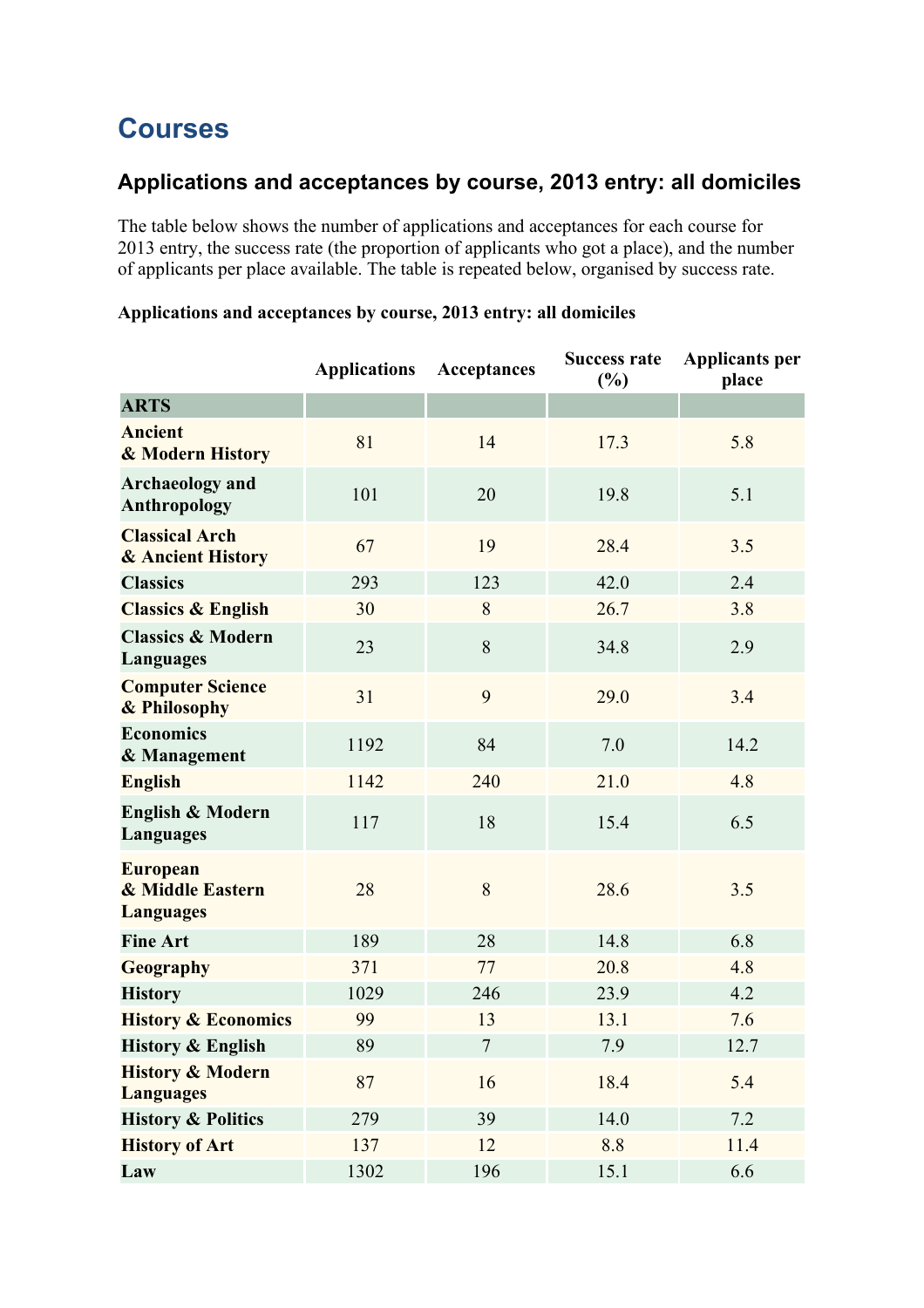# Courses

## Applications and acceptances by course, 2013 entry: all domiciles

The table below shows the number of applications and acceptances for each course for 2013 entry, the success rate (the proportion of applicants who got a place), and the number of applicants per place available. The table is repeated below, organised by success rate.

**Applications and acceptances by course, 2013 entry: all domiciles**

| | Applications | Acceptances | Success rate (%) | Applicants per place |
|---|---|---|---|---|
| **ARTS** | | | | |
| **Ancient & Modern History** | 81 | 14 | 17.3 | 5.8 |
| **Archaeology and Anthropology** | 101 | 20 | 19.8 | 5.1 |
| **Classical Arch & Ancient History** | 67 | 19 | 28.4 | 3.5 |
| **Classics** | 293 | 123 | 42.0 | 2.4 |
| **Classics & English** | 30 | 8 | 26.7 | 3.8 |
| **Classics & Modern Languages** | 23 | 8 | 34.8 | 2.9 |
| **Computer Science & Philosophy** | 31 | 9 | 29.0 | 3.4 |
| **Economics & Management** | 1192 | 84 | 7.0 | 14.2 |
| **English** | 1142 | 240 | 21.0 | 4.8 |
| **English & Modern Languages** | 117 | 18 | 15.4 | 6.5 |
| **European & Middle Eastern Languages** | 28 | 8 | 28.6 | 3.5 |
| **Fine Art** | 189 | 28 | 14.8 | 6.8 |
| **Geography** | 371 | 77 | 20.8 | 4.8 |
| **History** | 1029 | 246 | 23.9 | 4.2 |
| **History & Economics** | 99 | 13 | 13.1 | 7.6 |
| **History & English** | 89 | 7 | 7.9 | 12.7 |
| **History & Modern Languages** | 87 | 16 | 18.4 | 5.4 |
| **History & Politics** | 279 | 39 | 14.0 | 7.2 |
| **History of Art** | 137 | 12 | 8.8 | 11.4 |
| **Law** | 1302 | 196 | 15.1 | 6.6 |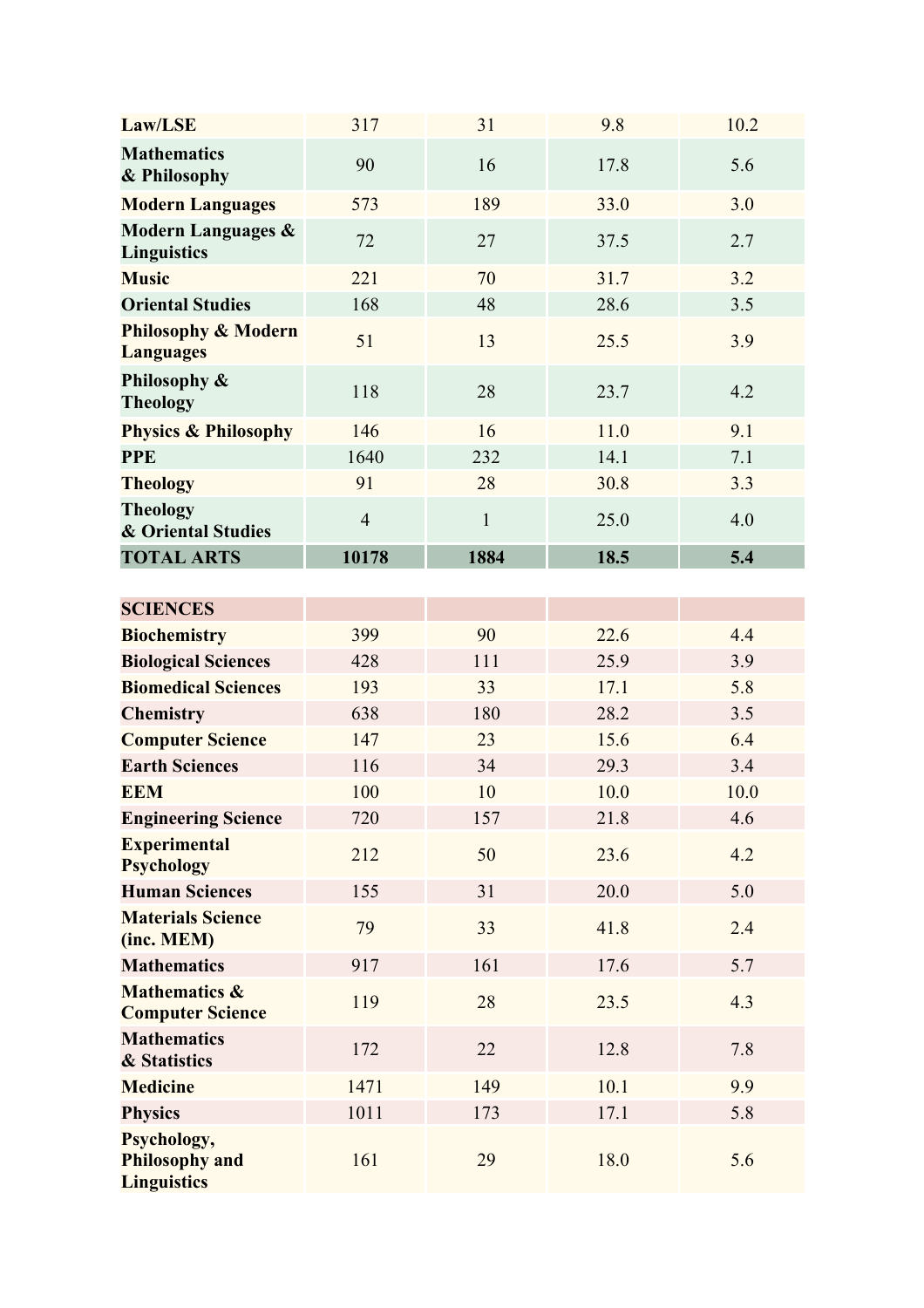| | | | | |
|---|---|---|---|---|
| **Law/LSE** | 317 | 31 | 9.8 | 10.2 |
| **Mathematics & Philosophy** | 90 | 16 | 17.8 | 5.6 |
| **Modern Languages** | 573 | 189 | 33.0 | 3.0 |
| **Modern Languages & Linguistics** | 72 | 27 | 37.5 | 2.7 |
| **Music** | 221 | 70 | 31.7 | 3.2 |
| **Oriental Studies** | 168 | 48 | 28.6 | 3.5 |
| **Philosophy & Modern Languages** | 51 | 13 | 25.5 | 3.9 |
| **Philosophy & Theology** | 118 | 28 | 23.7 | 4.2 |
| **Physics & Philosophy** | 146 | 16 | 11.0 | 9.1 |
| **PPE** | 1640 | 232 | 14.1 | 7.1 |
| **Theology** | 91 | 28 | 30.8 | 3.3 |
| **Theology & Oriental Studies** | 4 | 1 | 25.0 | 4.0 |
| **TOTAL ARTS** | **10178** | **1884** | **18.5** | **5.4** |

| **SCIENCES** | | | | |
|---|---|---|---|---|
| **Biochemistry** | 399 | 90 | 22.6 | 4.4 |
| **Biological Sciences** | 428 | 111 | 25.9 | 3.9 |
| **Biomedical Sciences** | 193 | 33 | 17.1 | 5.8 |
| **Chemistry** | 638 | 180 | 28.2 | 3.5 |
| **Computer Science** | 147 | 23 | 15.6 | 6.4 |
| **Earth Sciences** | 116 | 34 | 29.3 | 3.4 |
| **EEM** | 100 | 10 | 10.0 | 10.0 |
| **Engineering Science** | 720 | 157 | 21.8 | 4.6 |
| **Experimental Psychology** | 212 | 50 | 23.6 | 4.2 |
| **Human Sciences** | 155 | 31 | 20.0 | 5.0 |
| **Materials Science (inc. MEM)** | 79 | 33 | 41.8 | 2.4 |
| **Mathematics** | 917 | 161 | 17.6 | 5.7 |
| **Mathematics & Computer Science** | 119 | 28 | 23.5 | 4.3 |
| **Mathematics & Statistics** | 172 | 22 | 12.8 | 7.8 |
| **Medicine** | 1471 | 149 | 10.1 | 9.9 |
| **Physics** | 1011 | 173 | 17.1 | 5.8 |
| **Psychology, Philosophy and Linguistics** | 161 | 29 | 18.0 | 5.6 |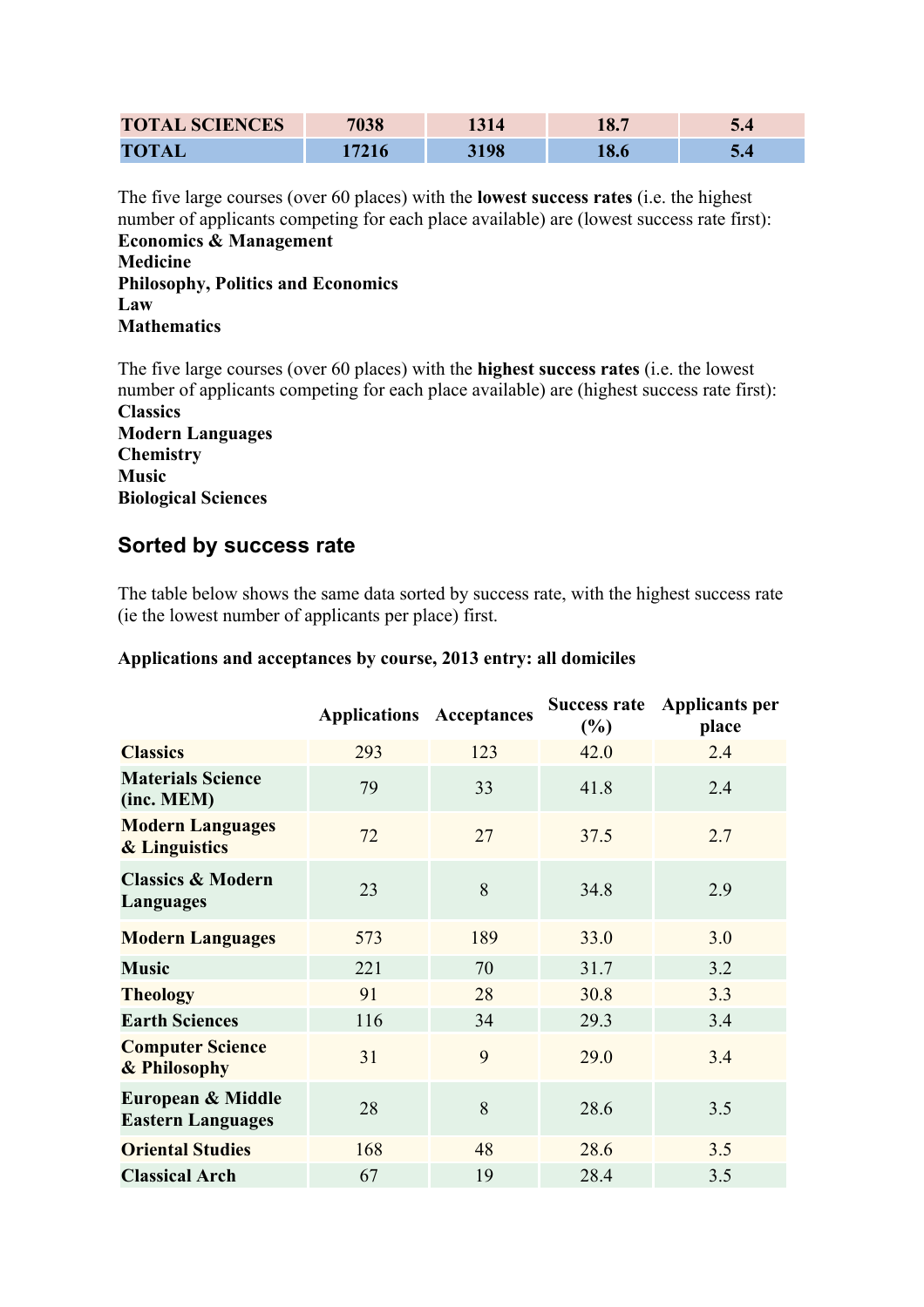| | | | | |
|---|---|---|---|---|
| **TOTAL SCIENCES** | **7038** | **1314** | **18.7** | **5.4** |
| **TOTAL** | **17216** | **3198** | **18.6** | **5.4** |

The five large courses (over 60 places) with the **lowest success rates** (i.e. the highest number of applicants competing for each place available) are (lowest success rate first):
**Economics & Management**
**Medicine**
**Philosophy, Politics and Economics**
**Law**
**Mathematics**

The five large courses (over 60 places) with the **highest success rates** (i.e. the lowest number of applicants competing for each place available) are (highest success rate first):
**Classics**
**Modern Languages**
**Chemistry**
**Music**
**Biological Sciences**

## Sorted by success rate

The table below shows the same data sorted by success rate, with the highest success rate (ie the lowest number of applicants per place) first.

**Applications and acceptances by course, 2013 entry: all domiciles**

| | Applications | Acceptances | Success rate (%) | Applicants per place |
|---|---|---|---|---|
| **Classics** | 293 | 123 | 42.0 | 2.4 |
| **Materials Science (inc. MEM)** | 79 | 33 | 41.8 | 2.4 |
| **Modern Languages & Linguistics** | 72 | 27 | 37.5 | 2.7 |
| **Classics & Modern Languages** | 23 | 8 | 34.8 | 2.9 |
| **Modern Languages** | 573 | 189 | 33.0 | 3.0 |
| **Music** | 221 | 70 | 31.7 | 3.2 |
| **Theology** | 91 | 28 | 30.8 | 3.3 |
| **Earth Sciences** | 116 | 34 | 29.3 | 3.4 |
| **Computer Science & Philosophy** | 31 | 9 | 29.0 | 3.4 |
| **European & Middle Eastern Languages** | 28 | 8 | 28.6 | 3.5 |
| **Oriental Studies** | 168 | 48 | 28.6 | 3.5 |
| **Classical Arch** | 67 | 19 | 28.4 | 3.5 |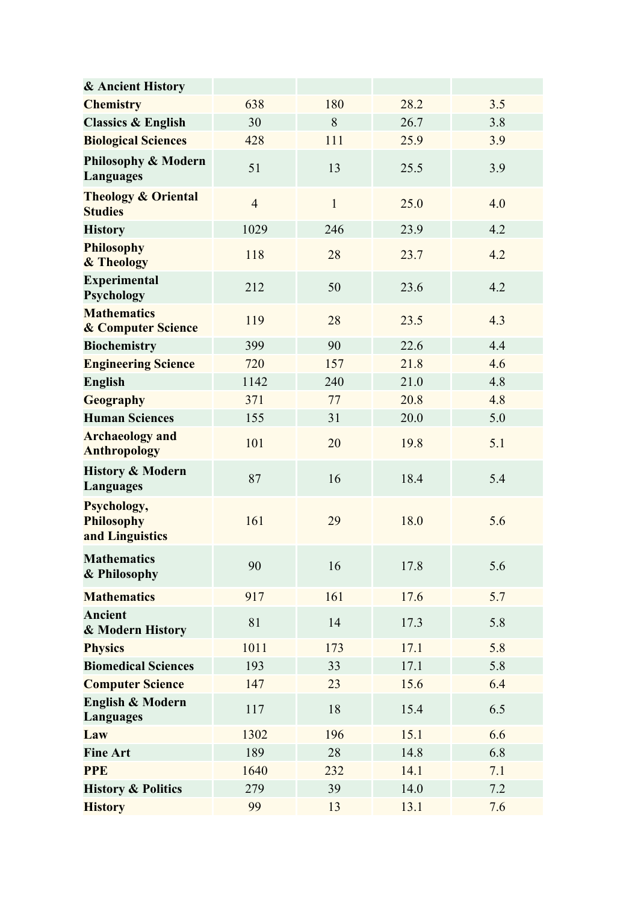| | | | | |
|---|---|---|---|---|
| **& Ancient History** | | | | |
| **Chemistry** | 638 | 180 | 28.2 | 3.5 |
| **Classics & English** | 30 | 8 | 26.7 | 3.8 |
| **Biological Sciences** | 428 | 111 | 25.9 | 3.9 |
| **Philosophy & Modern Languages** | 51 | 13 | 25.5 | 3.9 |
| **Theology & Oriental Studies** | 4 | 1 | 25.0 | 4.0 |
| **History** | 1029 | 246 | 23.9 | 4.2 |
| **Philosophy & Theology** | 118 | 28 | 23.7 | 4.2 |
| **Experimental Psychology** | 212 | 50 | 23.6 | 4.2 |
| **Mathematics & Computer Science** | 119 | 28 | 23.5 | 4.3 |
| **Biochemistry** | 399 | 90 | 22.6 | 4.4 |
| **Engineering Science** | 720 | 157 | 21.8 | 4.6 |
| **English** | 1142 | 240 | 21.0 | 4.8 |
| **Geography** | 371 | 77 | 20.8 | 4.8 |
| **Human Sciences** | 155 | 31 | 20.0 | 5.0 |
| **Archaeology and Anthropology** | 101 | 20 | 19.8 | 5.1 |
| **History & Modern Languages** | 87 | 16 | 18.4 | 5.4 |
| **Psychology, Philosophy and Linguistics** | 161 | 29 | 18.0 | 5.6 |
| **Mathematics & Philosophy** | 90 | 16 | 17.8 | 5.6 |
| **Mathematics** | 917 | 161 | 17.6 | 5.7 |
| **Ancient & Modern History** | 81 | 14 | 17.3 | 5.8 |
| **Physics** | 1011 | 173 | 17.1 | 5.8 |
| **Biomedical Sciences** | 193 | 33 | 17.1 | 5.8 |
| **Computer Science** | 147 | 23 | 15.6 | 6.4 |
| **English & Modern Languages** | 117 | 18 | 15.4 | 6.5 |
| **Law** | 1302 | 196 | 15.1 | 6.6 |
| **Fine Art** | 189 | 28 | 14.8 | 6.8 |
| **PPE** | 1640 | 232 | 14.1 | 7.1 |
| **History & Politics** | 279 | 39 | 14.0 | 7.2 |
| **History** | 99 | 13 | 13.1 | 7.6 |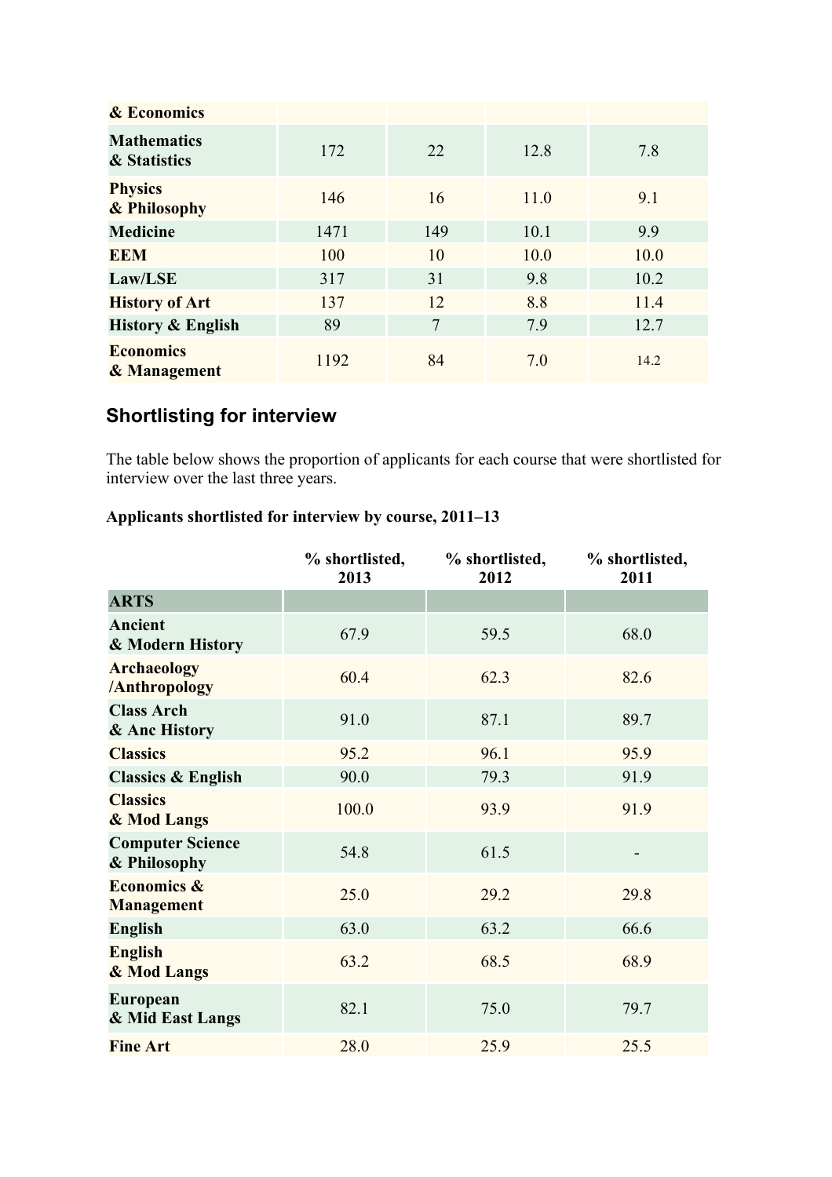| & Economics | | | | |
|---|---|---|---|---|
| **Mathematics & Statistics** | 172 | 22 | 12.8 | 7.8 |
| **Physics & Philosophy** | 146 | 16 | 11.0 | 9.1 |
| **Medicine** | 1471 | 149 | 10.1 | 9.9 |
| **EEM** | 100 | 10 | 10.0 | 10.0 |
| **Law/LSE** | 317 | 31 | 9.8 | 10.2 |
| **History of Art** | 137 | 12 | 8.8 | 11.4 |
| **History & English** | 89 | 7 | 7.9 | 12.7 |
| **Economics & Management** | 1192 | 84 | 7.0 | 14.2 |

## Shortlisting for interview

The table below shows the proportion of applicants for each course that were shortlisted for interview over the last three years.

**Applicants shortlisted for interview by course, 2011–13**

| | % shortlisted, 2013 | % shortlisted, 2012 | % shortlisted, 2011 |
|---|---|---|---|
| **ARTS** | | | |
| **Ancient & Modern History** | 67.9 | 59.5 | 68.0 |
| **Archaeology /Anthropology** | 60.4 | 62.3 | 82.6 |
| **Class Arch & Anc History** | 91.0 | 87.1 | 89.7 |
| **Classics** | 95.2 | 96.1 | 95.9 |
| **Classics & English** | 90.0 | 79.3 | 91.9 |
| **Classics & Mod Langs** | 100.0 | 93.9 | 91.9 |
| **Computer Science & Philosophy** | 54.8 | 61.5 | - |
| **Economics & Management** | 25.0 | 29.2 | 29.8 |
| **English** | 63.0 | 63.2 | 66.6 |
| **English & Mod Langs** | 63.2 | 68.5 | 68.9 |
| **European & Mid East Langs** | 82.1 | 75.0 | 79.7 |
| **Fine Art** | 28.0 | 25.9 | 25.5 |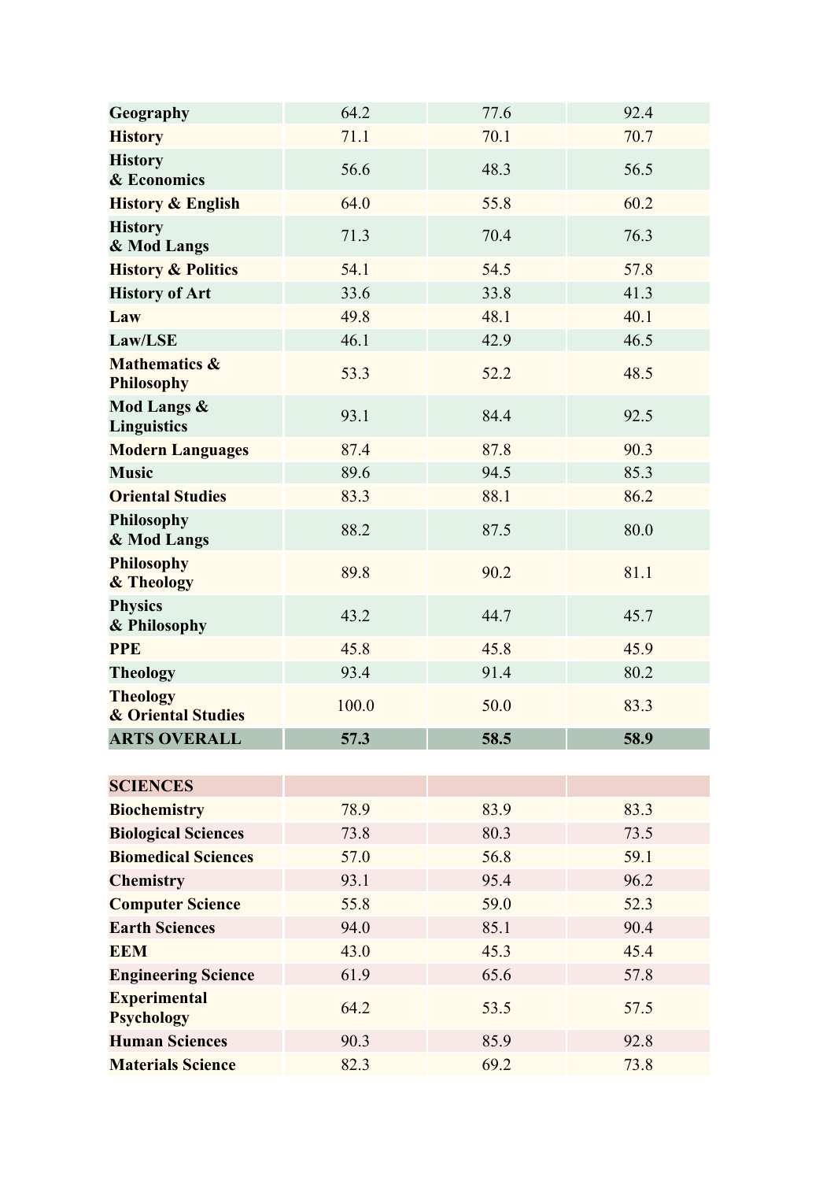| | | | |
|---|---|---|---|
| **Geography** | 64.2 | 77.6 | 92.4 |
| **History** | 71.1 | 70.1 | 70.7 |
| **History & Economics** | 56.6 | 48.3 | 56.5 |
| **History & English** | 64.0 | 55.8 | 60.2 |
| **History & Mod Langs** | 71.3 | 70.4 | 76.3 |
| **History & Politics** | 54.1 | 54.5 | 57.8 |
| **History of Art** | 33.6 | 33.8 | 41.3 |
| **Law** | 49.8 | 48.1 | 40.1 |
| **Law/LSE** | 46.1 | 42.9 | 46.5 |
| **Mathematics & Philosophy** | 53.3 | 52.2 | 48.5 |
| **Mod Langs & Linguistics** | 93.1 | 84.4 | 92.5 |
| **Modern Languages** | 87.4 | 87.8 | 90.3 |
| **Music** | 89.6 | 94.5 | 85.3 |
| **Oriental Studies** | 83.3 | 88.1 | 86.2 |
| **Philosophy & Mod Langs** | 88.2 | 87.5 | 80.0 |
| **Philosophy & Theology** | 89.8 | 90.2 | 81.1 |
| **Physics & Philosophy** | 43.2 | 44.7 | 45.7 |
| **PPE** | 45.8 | 45.8 | 45.9 |
| **Theology** | 93.4 | 91.4 | 80.2 |
| **Theology & Oriental Studies** | 100.0 | 50.0 | 83.3 |
| **ARTS OVERALL** | **57.3** | **58.5** | **58.9** |

| | | | |
|---|---|---|---|
| **SCIENCES** | | | |
| **Biochemistry** | 78.9 | 83.9 | 83.3 |
| **Biological Sciences** | 73.8 | 80.3 | 73.5 |
| **Biomedical Sciences** | 57.0 | 56.8 | 59.1 |
| **Chemistry** | 93.1 | 95.4 | 96.2 |
| **Computer Science** | 55.8 | 59.0 | 52.3 |
| **Earth Sciences** | 94.0 | 85.1 | 90.4 |
| **EEM** | 43.0 | 45.3 | 45.4 |
| **Engineering Science** | 61.9 | 65.6 | 57.8 |
| **Experimental Psychology** | 64.2 | 53.5 | 57.5 |
| **Human Sciences** | 90.3 | 85.9 | 92.8 |
| **Materials Science** | 82.3 | 69.2 | 73.8 |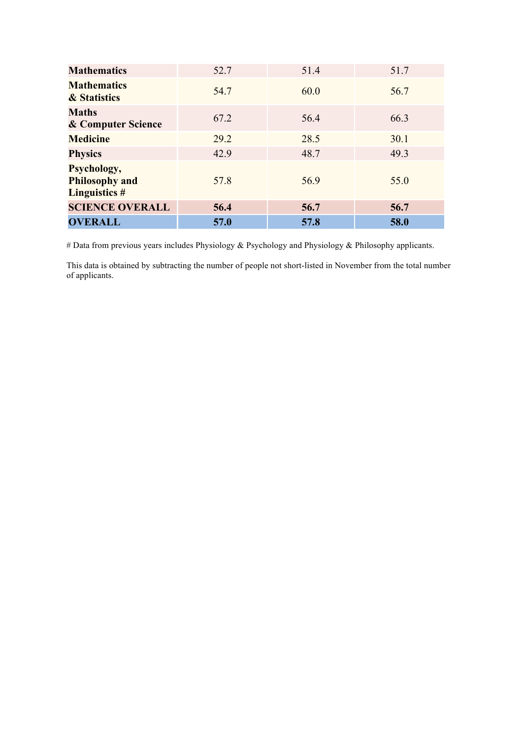| | | | |
|---|---|---|---|
| **Mathematics** | 52.7 | 51.4 | 51.7 |
| **Mathematics & Statistics** | 54.7 | 60.0 | 56.7 |
| **Maths & Computer Science** | 67.2 | 56.4 | 66.3 |
| **Medicine** | 29.2 | 28.5 | 30.1 |
| **Physics** | 42.9 | 48.7 | 49.3 |
| **Psychology, Philosophy and Linguistics #** | 57.8 | 56.9 | 55.0 |
| **SCIENCE OVERALL** | **56.4** | **56.7** | **56.7** |
| **OVERALL** | **57.0** | **57.8** | **58.0** |

# Data from previous years includes Physiology & Psychology and Physiology & Philosophy applicants.

This data is obtained by subtracting the number of people not short-listed in November from the total number of applicants.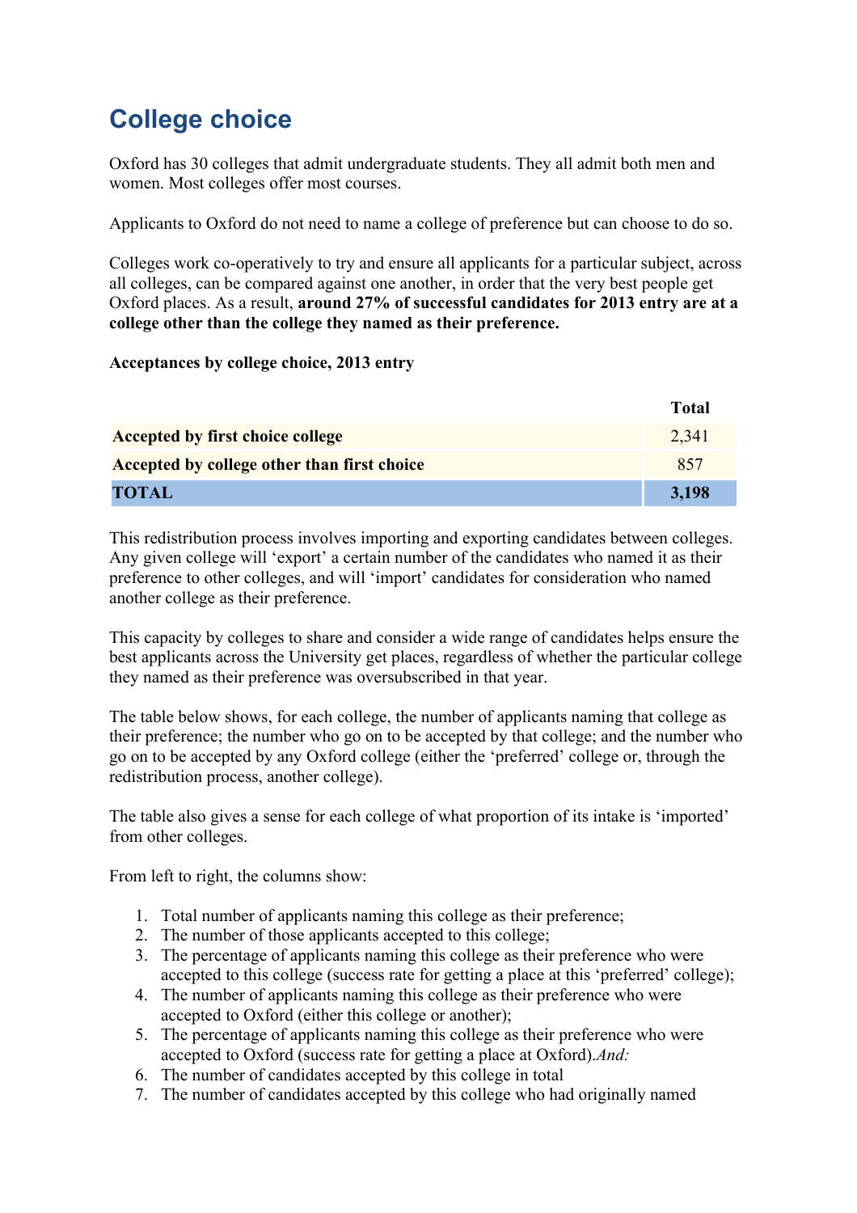# College choice

Oxford has 30 colleges that admit undergraduate students. They all admit both men and women. Most colleges offer most courses.

Applicants to Oxford do not need to name a college of preference but can choose to do so.

Colleges work co-operatively to try and ensure all applicants for a particular subject, across all colleges, can be compared against one another, in order that the very best people get Oxford places. As a result, **around 27% of successful candidates for 2013 entry are at a college other than the college they named as their preference.**

**Acceptances by college choice, 2013 entry**

| | **Total** |
|---|---|
| **Accepted by first choice college** | 2,341 |
| **Accepted by college other than first choice** | 857 |
| **TOTAL** | **3,198** |

This redistribution process involves importing and exporting candidates between colleges. Any given college will 'export' a certain number of the candidates who named it as their preference to other colleges, and will 'import' candidates for consideration who named another college as their preference.

This capacity by colleges to share and consider a wide range of candidates helps ensure the best applicants across the University get places, regardless of whether the particular college they named as their preference was oversubscribed in that year.

The table below shows, for each college, the number of applicants naming that college as their preference; the number who go on to be accepted by that college; and the number who go on to be accepted by any Oxford college (either the 'preferred' college or, through the redistribution process, another college).

The table also gives a sense for each college of what proportion of its intake is 'imported' from other colleges.

From left to right, the columns show:

1. Total number of applicants naming this college as their preference;
2. The number of those applicants accepted to this college;
3. The percentage of applicants naming this college as their preference who were accepted to this college (success rate for getting a place at this 'preferred' college);
4. The number of applicants naming this college as their preference who were accepted to Oxford (either this college or another);
5. The percentage of applicants naming this college as their preference who were accepted to Oxford (success rate for getting a place at Oxford).*And:*
6. The number of candidates accepted by this college in total
7. The number of candidates accepted by this college who had originally named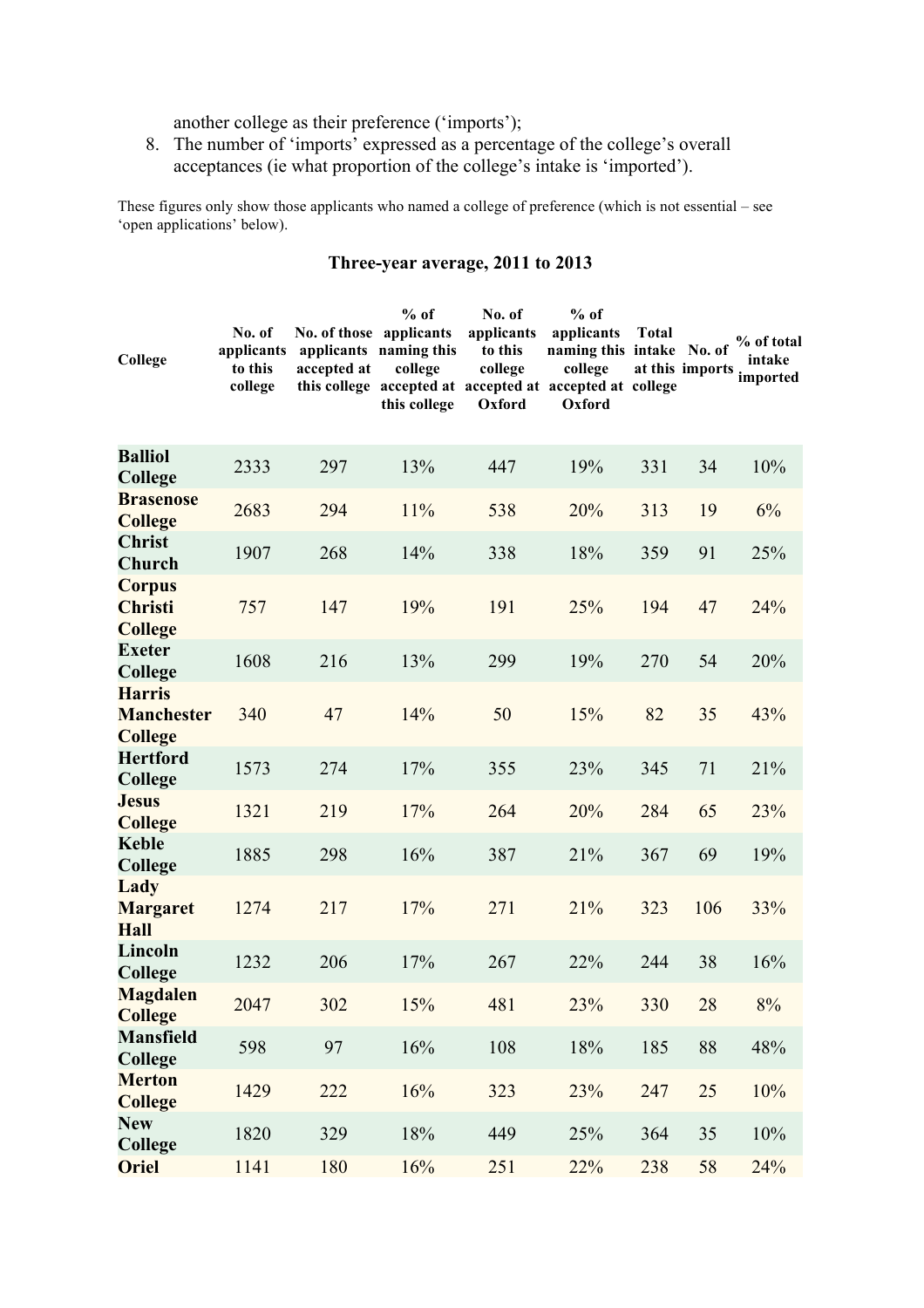another college as their preference ('imports');

8. The number of 'imports' expressed as a percentage of the college's overall acceptances (ie what proportion of the college's intake is 'imported').

These figures only show those applicants who named a college of preference (which is not essential – see 'open applications' below).

### Three-year average, 2011 to 2013

| College | No. of applicants to this college | No. of those applicants accepted at this college | % of applicants naming this college accepted at this college | No. of applicants to this college accepted at Oxford | % of applicants naming this college accepted at Oxford | Total intake at this college | No. of imports | % of total intake imported |
|---|---|---|---|---|---|---|---|---|
| **Balliol College** | 2333 | 297 | 13% | 447 | 19% | 331 | 34 | 10% |
| **Brasenose College** | 2683 | 294 | 11% | 538 | 20% | 313 | 19 | 6% |
| **Christ Church** | 1907 | 268 | 14% | 338 | 18% | 359 | 91 | 25% |
| **Corpus Christi College** | 757 | 147 | 19% | 191 | 25% | 194 | 47 | 24% |
| **Exeter College** | 1608 | 216 | 13% | 299 | 19% | 270 | 54 | 20% |
| **Harris Manchester College** | 340 | 47 | 14% | 50 | 15% | 82 | 35 | 43% |
| **Hertford College** | 1573 | 274 | 17% | 355 | 23% | 345 | 71 | 21% |
| **Jesus College** | 1321 | 219 | 17% | 264 | 20% | 284 | 65 | 23% |
| **Keble College** | 1885 | 298 | 16% | 387 | 21% | 367 | 69 | 19% |
| **Lady Margaret Hall** | 1274 | 217 | 17% | 271 | 21% | 323 | 106 | 33% |
| **Lincoln College** | 1232 | 206 | 17% | 267 | 22% | 244 | 38 | 16% |
| **Magdalen College** | 2047 | 302 | 15% | 481 | 23% | 330 | 28 | 8% |
| **Mansfield College** | 598 | 97 | 16% | 108 | 18% | 185 | 88 | 48% |
| **Merton College** | 1429 | 222 | 16% | 323 | 23% | 247 | 25 | 10% |
| **New College** | 1820 | 329 | 18% | 449 | 25% | 364 | 35 | 10% |
| **Oriel** | 1141 | 180 | 16% | 251 | 22% | 238 | 58 | 24% |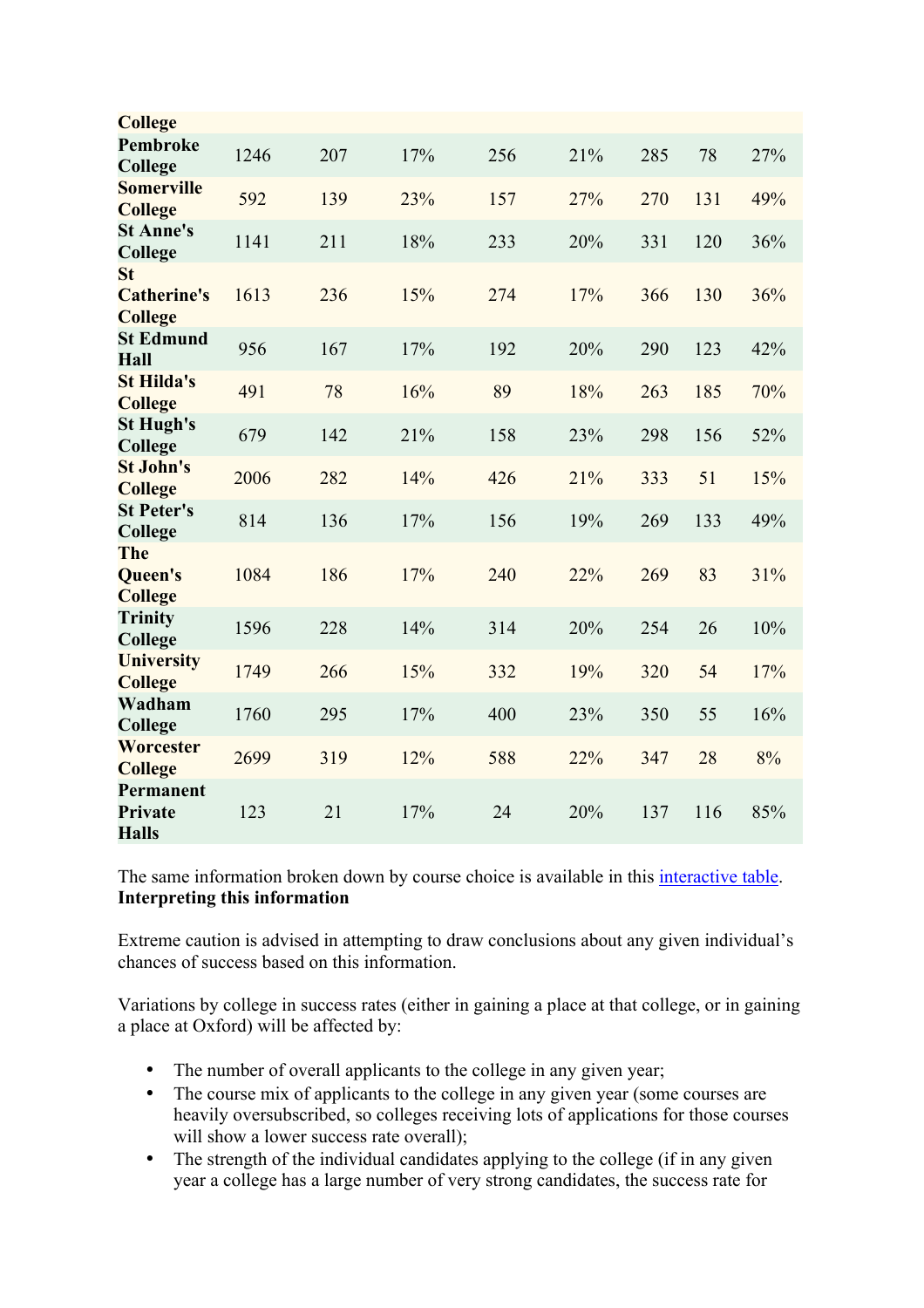| | | | | | | | |
|---|---|---|---|---|---|---|---|
| **College** | | | | | | | |
| **Pembroke College** | 1246 | 207 | 17% | 256 | 21% | 285 | 78 | 27% |
| **Somerville College** | 592 | 139 | 23% | 157 | 27% | 270 | 131 | 49% |
| **St Anne's College** | 1141 | 211 | 18% | 233 | 20% | 331 | 120 | 36% |
| **St Catherine's College** | 1613 | 236 | 15% | 274 | 17% | 366 | 130 | 36% |
| **St Edmund Hall** | 956 | 167 | 17% | 192 | 20% | 290 | 123 | 42% |
| **St Hilda's College** | 491 | 78 | 16% | 89 | 18% | 263 | 185 | 70% |
| **St Hugh's College** | 679 | 142 | 21% | 158 | 23% | 298 | 156 | 52% |
| **St John's College** | 2006 | 282 | 14% | 426 | 21% | 333 | 51 | 15% |
| **St Peter's College** | 814 | 136 | 17% | 156 | 19% | 269 | 133 | 49% |
| **The Queen's College** | 1084 | 186 | 17% | 240 | 22% | 269 | 83 | 31% |
| **Trinity College** | 1596 | 228 | 14% | 314 | 20% | 254 | 26 | 10% |
| **University College** | 1749 | 266 | 15% | 332 | 19% | 320 | 54 | 17% |
| **Wadham College** | 1760 | 295 | 17% | 400 | 23% | 350 | 55 | 16% |
| **Worcester College** | 2699 | 319 | 12% | 588 | 22% | 347 | 28 | 8% |
| **Permanent Private Halls** | 123 | 21 | 17% | 24 | 20% | 137 | 116 | 85% |

The same information broken down by course choice is available in this interactive table.

**Interpreting this information**

Extreme caution is advised in attempting to draw conclusions about any given individual's chances of success based on this information.

Variations by college in success rates (either in gaining a place at that college, or in gaining a place at Oxford) will be affected by:

- The number of overall applicants to the college in any given year;
- The course mix of applicants to the college in any given year (some courses are heavily oversubscribed, so colleges receiving lots of applications for those courses will show a lower success rate overall);
- The strength of the individual candidates applying to the college (if in any given year a college has a large number of very strong candidates, the success rate for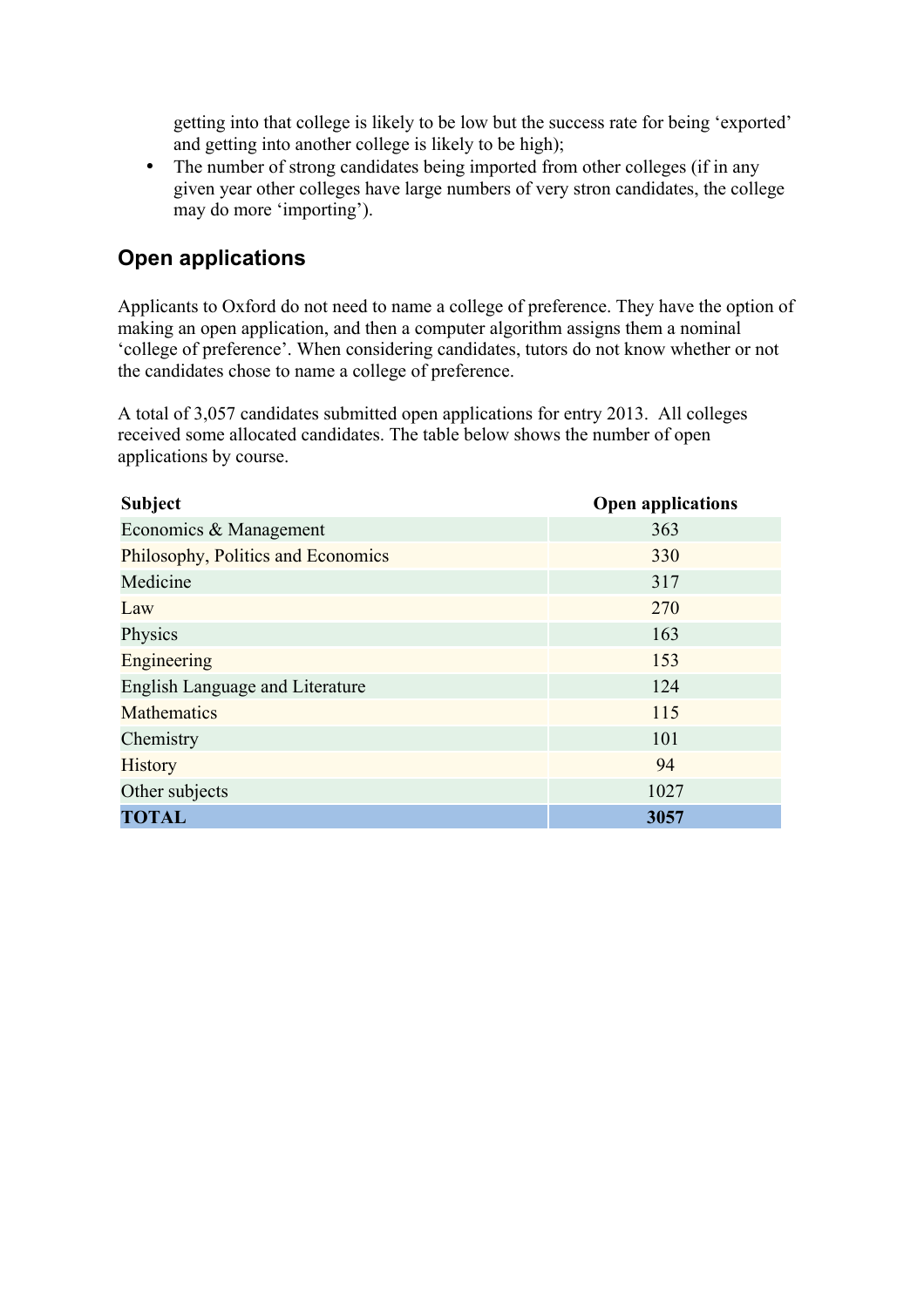getting into that college is likely to be low but the success rate for being 'exported' and getting into another college is likely to be high);

- The number of strong candidates being imported from other colleges (if in any given year other colleges have large numbers of very stron candidates, the college may do more 'importing').

## Open applications

Applicants to Oxford do not need to name a college of preference. They have the option of making an open application, and then a computer algorithm assigns them a nominal 'college of preference'. When considering candidates, tutors do not know whether or not the candidates chose to name a college of preference.

A total of 3,057 candidates submitted open applications for entry 2013. All colleges received some allocated candidates. The table below shows the number of open applications by course.

| Subject | Open applications |
|---|---|
| Economics & Management | 363 |
| Philosophy, Politics and Economics | 330 |
| Medicine | 317 |
| Law | 270 |
| Physics | 163 |
| Engineering | 153 |
| English Language and Literature | 124 |
| Mathematics | 115 |
| Chemistry | 101 |
| History | 94 |
| Other subjects | 1027 |
| **TOTAL** | **3057** |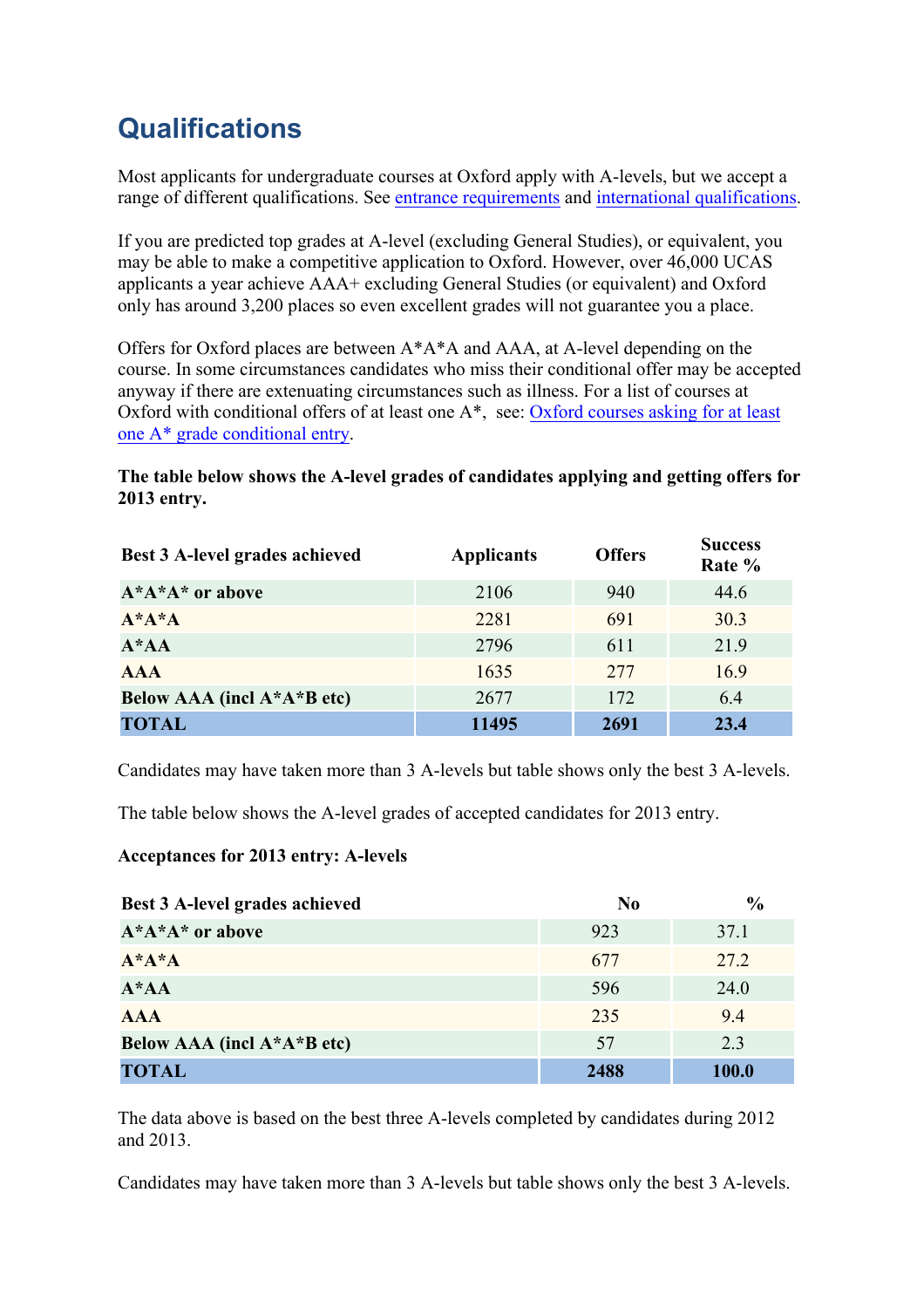# Qualifications

Most applicants for undergraduate courses at Oxford apply with A-levels, but we accept a range of different qualifications. See entrance requirements and international qualifications.

If you are predicted top grades at A-level (excluding General Studies), or equivalent, you may be able to make a competitive application to Oxford. However, over 46,000 UCAS applicants a year achieve AAA+ excluding General Studies (or equivalent) and Oxford only has around 3,200 places so even excellent grades will not guarantee you a place.

Offers for Oxford places are between A*A*A and AAA, at A-level depending on the course. In some circumstances candidates who miss their conditional offer may be accepted anyway if there are extenuating circumstances such as illness. For a list of courses at Oxford with conditional offers of at least one A*, see: Oxford courses asking for at least one A* grade conditional entry.

**The table below shows the A-level grades of candidates applying and getting offers for 2013 entry.**

| Best 3 A-level grades achieved | Applicants | Offers | Success Rate % |
|---|---|---|---|
| **A*A*A* or above** | 2106 | 940 | 44.6 |
| **A*A*A** | 2281 | 691 | 30.3 |
| **A*AA** | 2796 | 611 | 21.9 |
| **AAA** | 1635 | 277 | 16.9 |
| **Below AAA (incl A*A*B etc)** | 2677 | 172 | 6.4 |
| **TOTAL** | **11495** | **2691** | **23.4** |

Candidates may have taken more than 3 A-levels but table shows only the best 3 A-levels.

The table below shows the A-level grades of accepted candidates for 2013 entry.

**Acceptances for 2013 entry: A-levels**

| Best 3 A-level grades achieved | No | % |
|---|---|---|
| **A*A*A* or above** | 923 | 37.1 |
| **A*A*A** | 677 | 27.2 |
| **A*AA** | 596 | 24.0 |
| **AAA** | 235 | 9.4 |
| **Below AAA (incl A*A*B etc)** | 57 | 2.3 |
| **TOTAL** | **2488** | **100.0** |

The data above is based on the best three A-levels completed by candidates during 2012 and 2013.

Candidates may have taken more than 3 A-levels but table shows only the best 3 A-levels.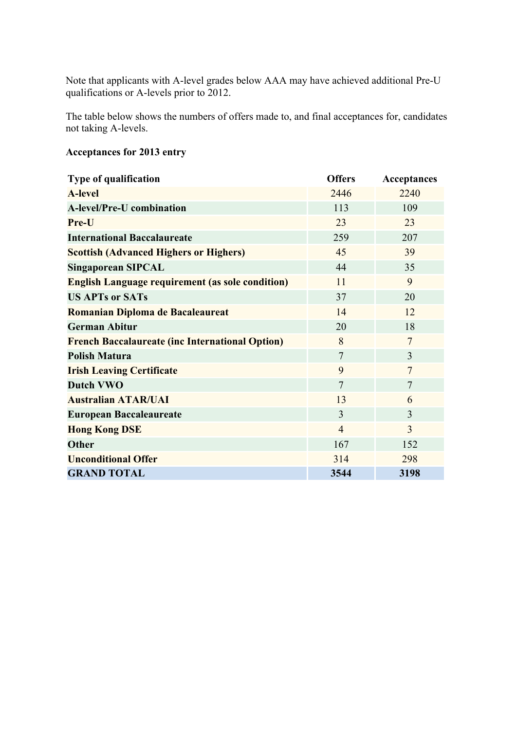Note that applicants with A-level grades below AAA may have achieved additional Pre-U qualifications or A-levels prior to 2012.

The table below shows the numbers of offers made to, and final acceptances for, candidates not taking A-levels.

**Acceptances for 2013 entry**

| Type of qualification | Offers | Acceptances |
|---|---|---|
| **A-level** | 2446 | 2240 |
| **A-level/Pre-U combination** | 113 | 109 |
| **Pre-U** | 23 | 23 |
| **International Baccalaureate** | 259 | 207 |
| **Scottish (Advanced Highers or Highers)** | 45 | 39 |
| **Singaporean SIPCAL** | 44 | 35 |
| **English Language requirement (as sole condition)** | 11 | 9 |
| **US APTs or SATs** | 37 | 20 |
| **Romanian Diploma de Bacaleaureat** | 14 | 12 |
| **German Abitur** | 20 | 18 |
| **French Baccalaureate (inc International Option)** | 8 | 7 |
| **Polish Matura** | 7 | 3 |
| **Irish Leaving Certificate** | 9 | 7 |
| **Dutch VWO** | 7 | 7 |
| **Australian ATAR/UAI** | 13 | 6 |
| **European Baccaleaureate** | 3 | 3 |
| **Hong Kong DSE** | 4 | 3 |
| **Other** | 167 | 152 |
| **Unconditional Offer** | 314 | 298 |
| **GRAND TOTAL** | **3544** | **3198** |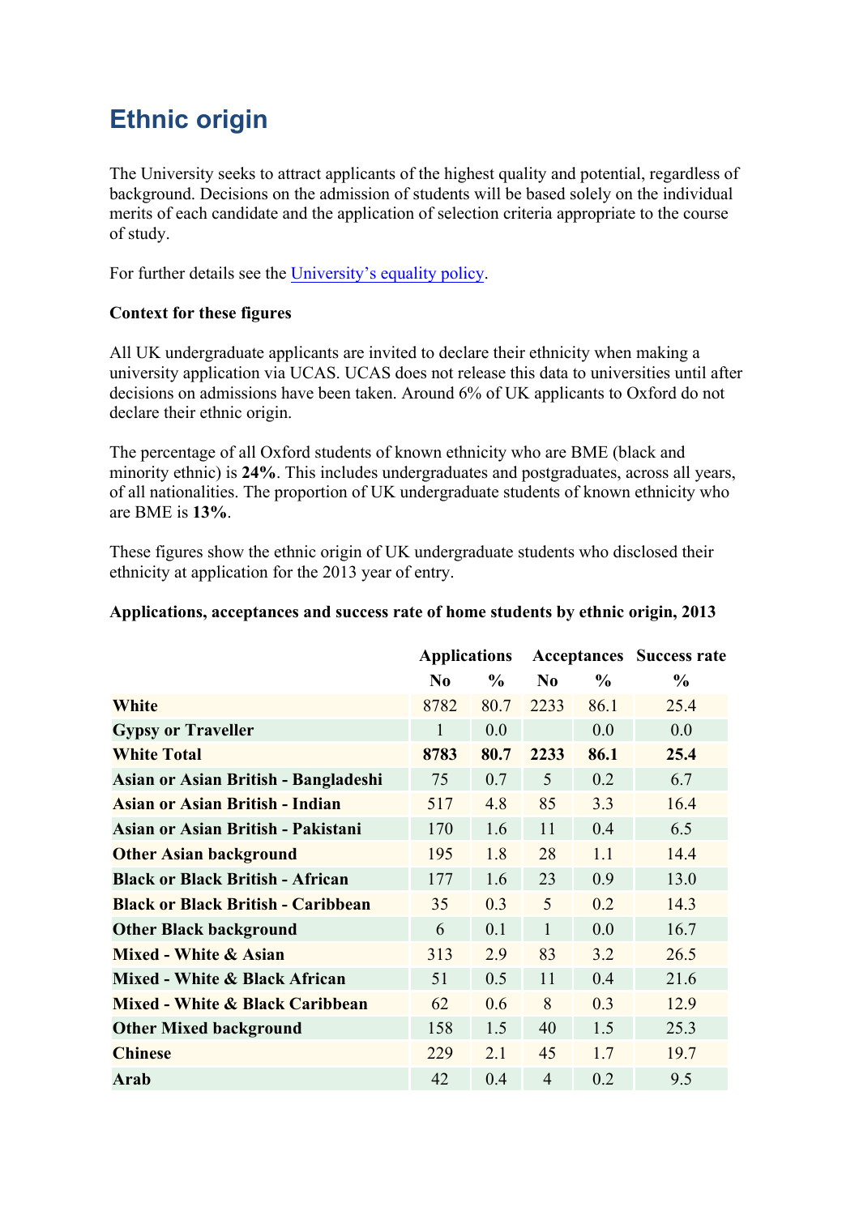# Ethnic origin

The University seeks to attract applicants of the highest quality and potential, regardless of background. Decisions on the admission of students will be based solely on the individual merits of each candidate and the application of selection criteria appropriate to the course of study.

For further details see the University's equality policy.

**Context for these figures**

All UK undergraduate applicants are invited to declare their ethnicity when making a university application via UCAS. UCAS does not release this data to universities until after decisions on admissions have been taken. Around 6% of UK applicants to Oxford do not declare their ethnic origin.

The percentage of all Oxford students of known ethnicity who are BME (black and minority ethnic) is **24%**. This includes undergraduates and postgraduates, across all years, of all nationalities. The proportion of UK undergraduate students of known ethnicity who are BME is **13%**.

These figures show the ethnic origin of UK undergraduate students who disclosed their ethnicity at application for the 2013 year of entry.

**Applications, acceptances and success rate of home students by ethnic origin, 2013**

| | Applications | | Acceptances | | Success rate |
|---|---|---|---|---|---|
| | No | % | No | % | % |
| **White** | 8782 | 80.7 | 2233 | 86.1 | 25.4 |
| **Gypsy or Traveller** | 1 | 0.0 | | 0.0 | 0.0 |
| **White Total** | **8783** | **80.7** | **2233** | **86.1** | **25.4** |
| **Asian or Asian British - Bangladeshi** | 75 | 0.7 | 5 | 0.2 | 6.7 |
| **Asian or Asian British - Indian** | 517 | 4.8 | 85 | 3.3 | 16.4 |
| **Asian or Asian British - Pakistani** | 170 | 1.6 | 11 | 0.4 | 6.5 |
| **Other Asian background** | 195 | 1.8 | 28 | 1.1 | 14.4 |
| **Black or Black British - African** | 177 | 1.6 | 23 | 0.9 | 13.0 |
| **Black or Black British - Caribbean** | 35 | 0.3 | 5 | 0.2 | 14.3 |
| **Other Black background** | 6 | 0.1 | 1 | 0.0 | 16.7 |
| **Mixed - White & Asian** | 313 | 2.9 | 83 | 3.2 | 26.5 |
| **Mixed - White & Black African** | 51 | 0.5 | 11 | 0.4 | 21.6 |
| **Mixed - White & Black Caribbean** | 62 | 0.6 | 8 | 0.3 | 12.9 |
| **Other Mixed background** | 158 | 1.5 | 40 | 1.5 | 25.3 |
| **Chinese** | 229 | 2.1 | 45 | 1.7 | 19.7 |
| **Arab** | 42 | 0.4 | 4 | 0.2 | 9.5 |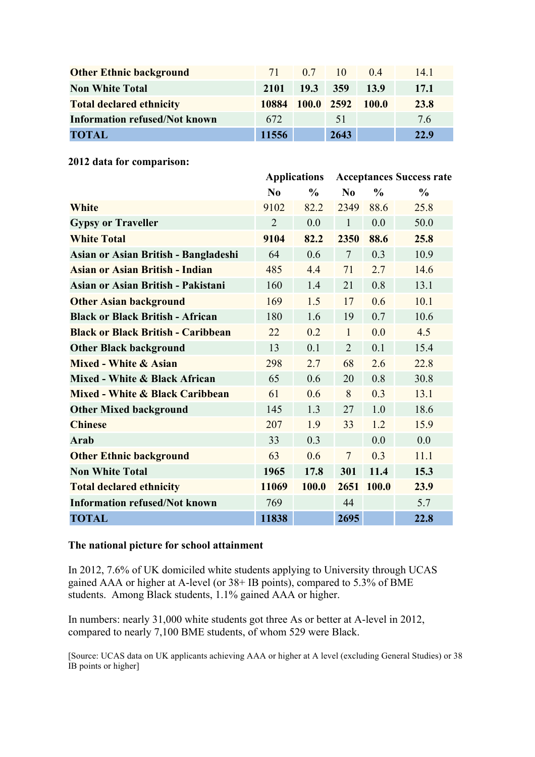| | | | | | |
|---|---|---|---|---|---|
| **Other Ethnic background** | 71 | 0.7 | 10 | 0.4 | 14.1 |
| **Non White Total** | **2101** | **19.3** | **359** | **13.9** | **17.1** |
| **Total declared ethnicity** | **10884** | **100.0** | **2592** | **100.0** | **23.8** |
| **Information refused/Not known** | 672 | | 51 | | 7.6 |
| **TOTAL** | **11556** | | **2643** | | **22.9** |

**2012 data for comparison:**

| | **Applications** | | **Acceptances** | | **Success rate** |
|---|---|---|---|---|---|
| | **No** | **%** | **No** | **%** | **%** |
| **White** | 9102 | 82.2 | 2349 | 88.6 | 25.8 |
| **Gypsy or Traveller** | 2 | 0.0 | 1 | 0.0 | 50.0 |
| **White Total** | **9104** | **82.2** | **2350** | **88.6** | **25.8** |
| **Asian or Asian British - Bangladeshi** | 64 | 0.6 | 7 | 0.3 | 10.9 |
| **Asian or Asian British - Indian** | 485 | 4.4 | 71 | 2.7 | 14.6 |
| **Asian or Asian British - Pakistani** | 160 | 1.4 | 21 | 0.8 | 13.1 |
| **Other Asian background** | 169 | 1.5 | 17 | 0.6 | 10.1 |
| **Black or Black British - African** | 180 | 1.6 | 19 | 0.7 | 10.6 |
| **Black or Black British - Caribbean** | 22 | 0.2 | 1 | 0.0 | 4.5 |
| **Other Black background** | 13 | 0.1 | 2 | 0.1 | 15.4 |
| **Mixed - White & Asian** | 298 | 2.7 | 68 | 2.6 | 22.8 |
| **Mixed - White & Black African** | 65 | 0.6 | 20 | 0.8 | 30.8 |
| **Mixed - White & Black Caribbean** | 61 | 0.6 | 8 | 0.3 | 13.1 |
| **Other Mixed background** | 145 | 1.3 | 27 | 1.0 | 18.6 |
| **Chinese** | 207 | 1.9 | 33 | 1.2 | 15.9 |
| **Arab** | 33 | 0.3 | | 0.0 | 0.0 |
| **Other Ethnic background** | 63 | 0.6 | 7 | 0.3 | 11.1 |
| **Non White Total** | **1965** | **17.8** | **301** | **11.4** | **15.3** |
| **Total declared ethnicity** | **11069** | **100.0** | **2651** | **100.0** | **23.9** |
| **Information refused/Not known** | 769 | | 44 | | 5.7 |
| **TOTAL** | **11838** | | **2695** | | **22.8** |

**The national picture for school attainment**

In 2012, 7.6% of UK domiciled white students applying to University through UCAS gained AAA or higher at A-level (or 38+ IB points), compared to 5.3% of BME students. Among Black students, 1.1% gained AAA or higher.

In numbers: nearly 31,000 white students got three As or better at A-level in 2012, compared to nearly 7,100 BME students, of whom 529 were Black.

[Source: UCAS data on UK applicants achieving AAA or higher at A level (excluding General Studies) or 38 IB points or higher]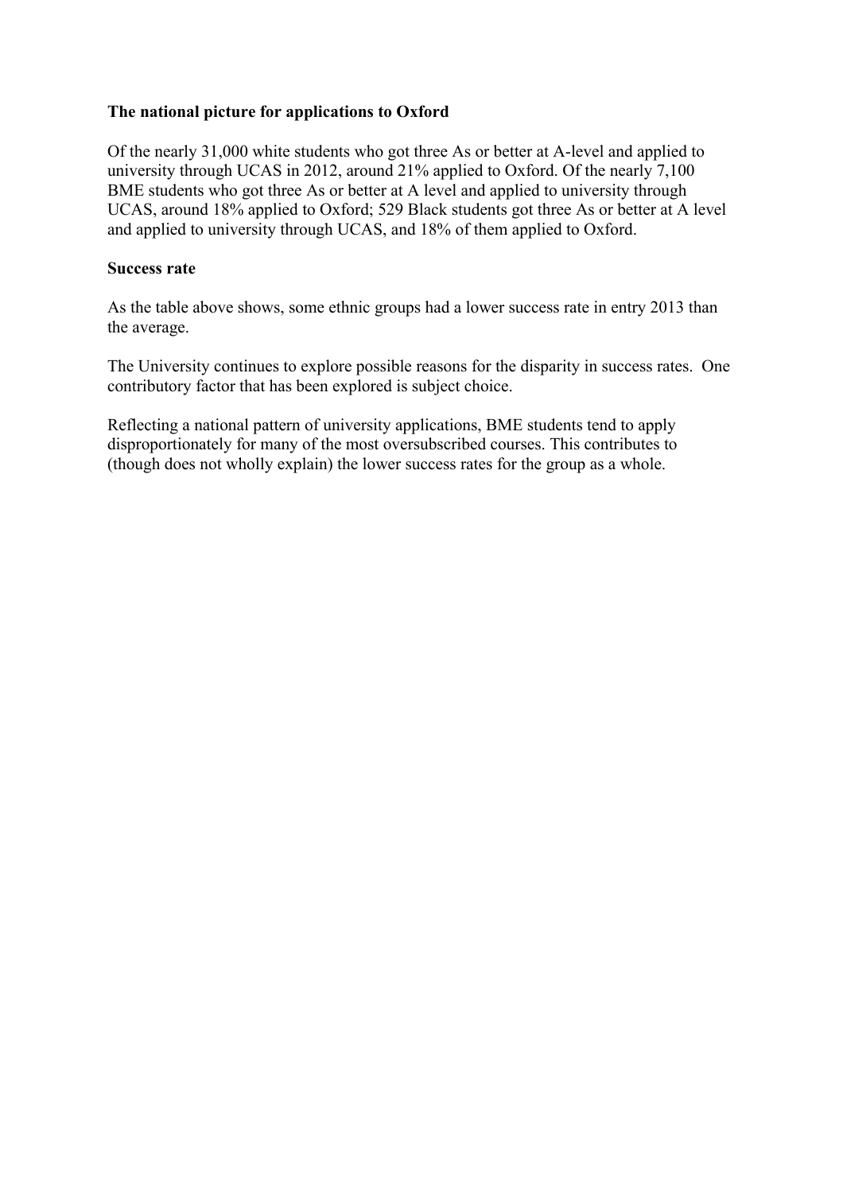**The national picture for applications to Oxford**

Of the nearly 31,000 white students who got three As or better at A-level and applied to university through UCAS in 2012, around 21% applied to Oxford. Of the nearly 7,100 BME students who got three As or better at A level and applied to university through UCAS, around 18% applied to Oxford; 529 Black students got three As or better at A level and applied to university through UCAS, and 18% of them applied to Oxford.

**Success rate**

As the table above shows, some ethnic groups had a lower success rate in entry 2013 than the average.

The University continues to explore possible reasons for the disparity in success rates. One contributory factor that has been explored is subject choice.

Reflecting a national pattern of university applications, BME students tend to apply disproportionately for many of the most oversubscribed courses. This contributes to (though does not wholly explain) the lower success rates for the group as a whole.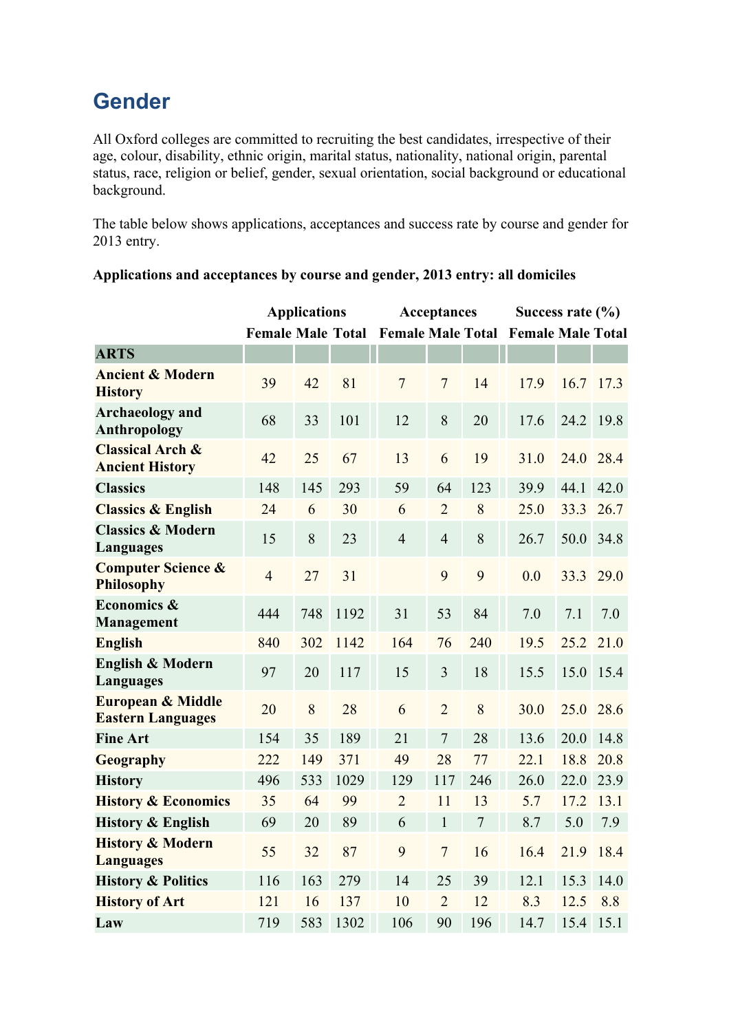# Gender

All Oxford colleges are committed to recruiting the best candidates, irrespective of their age, colour, disability, ethnic origin, marital status, nationality, national origin, parental status, race, religion or belief, gender, sexual orientation, social background or educational background.

The table below shows applications, acceptances and success rate by course and gender for 2013 entry.

**Applications and acceptances by course and gender, 2013 entry: all domiciles**

| | Applications | | | Acceptances | | | Success rate (%) | | |
|---|---|---|---|---|---|---|---|---|---|
| | Female | Male | Total | Female | Male | Total | Female | Male | Total |
| **ARTS** | | | | | | | | | |
| **Ancient & Modern History** | 39 | 42 | 81 | 7 | 7 | 14 | 17.9 | 16.7 | 17.3 |
| **Archaeology and Anthropology** | 68 | 33 | 101 | 12 | 8 | 20 | 17.6 | 24.2 | 19.8 |
| **Classical Arch & Ancient History** | 42 | 25 | 67 | 13 | 6 | 19 | 31.0 | 24.0 | 28.4 |
| **Classics** | 148 | 145 | 293 | 59 | 64 | 123 | 39.9 | 44.1 | 42.0 |
| **Classics & English** | 24 | 6 | 30 | 6 | 2 | 8 | 25.0 | 33.3 | 26.7 |
| **Classics & Modern Languages** | 15 | 8 | 23 | 4 | 4 | 8 | 26.7 | 50.0 | 34.8 |
| **Computer Science & Philosophy** | 4 | 27 | 31 | | 9 | 9 | 0.0 | 33.3 | 29.0 |
| **Economics & Management** | 444 | 748 | 1192 | 31 | 53 | 84 | 7.0 | 7.1 | 7.0 |
| **English** | 840 | 302 | 1142 | 164 | 76 | 240 | 19.5 | 25.2 | 21.0 |
| **English & Modern Languages** | 97 | 20 | 117 | 15 | 3 | 18 | 15.5 | 15.0 | 15.4 |
| **European & Middle Eastern Languages** | 20 | 8 | 28 | 6 | 2 | 8 | 30.0 | 25.0 | 28.6 |
| **Fine Art** | 154 | 35 | 189 | 21 | 7 | 28 | 13.6 | 20.0 | 14.8 |
| **Geography** | 222 | 149 | 371 | 49 | 28 | 77 | 22.1 | 18.8 | 20.8 |
| **History** | 496 | 533 | 1029 | 129 | 117 | 246 | 26.0 | 22.0 | 23.9 |
| **History & Economics** | 35 | 64 | 99 | 2 | 11 | 13 | 5.7 | 17.2 | 13.1 |
| **History & English** | 69 | 20 | 89 | 6 | 1 | 7 | 8.7 | 5.0 | 7.9 |
| **History & Modern Languages** | 55 | 32 | 87 | 9 | 7 | 16 | 16.4 | 21.9 | 18.4 |
| **History & Politics** | 116 | 163 | 279 | 14 | 25 | 39 | 12.1 | 15.3 | 14.0 |
| **History of Art** | 121 | 16 | 137 | 10 | 2 | 12 | 8.3 | 12.5 | 8.8 |
| **Law** | 719 | 583 | 1302 | 106 | 90 | 196 | 14.7 | 15.4 | 15.1 |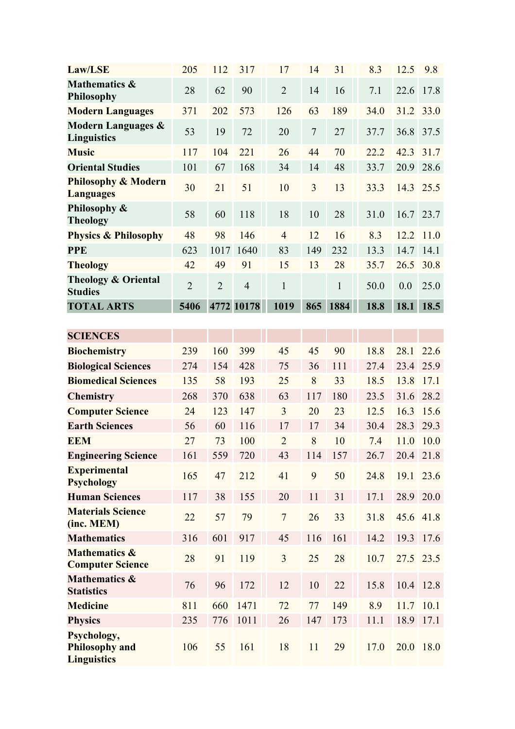| | | | | | | | | | |
|---|---|---|---|---|---|---|---|---|---|
| **Law/LSE** | 205 | 112 | 317 | 17 | 14 | 31 | 8.3 | 12.5 | 9.8 |
| **Mathematics & Philosophy** | 28 | 62 | 90 | 2 | 14 | 16 | 7.1 | 22.6 | 17.8 |
| **Modern Languages** | 371 | 202 | 573 | 126 | 63 | 189 | 34.0 | 31.2 | 33.0 |
| **Modern Languages & Linguistics** | 53 | 19 | 72 | 20 | 7 | 27 | 37.7 | 36.8 | 37.5 |
| **Music** | 117 | 104 | 221 | 26 | 44 | 70 | 22.2 | 42.3 | 31.7 |
| **Oriental Studies** | 101 | 67 | 168 | 34 | 14 | 48 | 33.7 | 20.9 | 28.6 |
| **Philosophy & Modern Languages** | 30 | 21 | 51 | 10 | 3 | 13 | 33.3 | 14.3 | 25.5 |
| **Philosophy & Theology** | 58 | 60 | 118 | 18 | 10 | 28 | 31.0 | 16.7 | 23.7 |
| **Physics & Philosophy** | 48 | 98 | 146 | 4 | 12 | 16 | 8.3 | 12.2 | 11.0 |
| **PPE** | 623 | 1017 | 1640 | 83 | 149 | 232 | 13.3 | 14.7 | 14.1 |
| **Theology** | 42 | 49 | 91 | 15 | 13 | 28 | 35.7 | 26.5 | 30.8 |
| **Theology & Oriental Studies** | 2 | 2 | 4 | 1 | | 1 | 50.0 | 0.0 | 25.0 |
| **TOTAL ARTS** | **5406** | **4772** | **10178** | **1019** | **865** | **1884** | **18.8** | **18.1** | **18.5** |

| | | | | | | | | | |
|---|---|---|---|---|---|---|---|---|---|
| **SCIENCES** | | | | | | | | | |
| **Biochemistry** | 239 | 160 | 399 | 45 | 45 | 90 | 18.8 | 28.1 | 22.6 |
| **Biological Sciences** | 274 | 154 | 428 | 75 | 36 | 111 | 27.4 | 23.4 | 25.9 |
| **Biomedical Sciences** | 135 | 58 | 193 | 25 | 8 | 33 | 18.5 | 13.8 | 17.1 |
| **Chemistry** | 268 | 370 | 638 | 63 | 117 | 180 | 23.5 | 31.6 | 28.2 |
| **Computer Science** | 24 | 123 | 147 | 3 | 20 | 23 | 12.5 | 16.3 | 15.6 |
| **Earth Sciences** | 56 | 60 | 116 | 17 | 17 | 34 | 30.4 | 28.3 | 29.3 |
| **EEM** | 27 | 73 | 100 | 2 | 8 | 10 | 7.4 | 11.0 | 10.0 |
| **Engineering Science** | 161 | 559 | 720 | 43 | 114 | 157 | 26.7 | 20.4 | 21.8 |
| **Experimental Psychology** | 165 | 47 | 212 | 41 | 9 | 50 | 24.8 | 19.1 | 23.6 |
| **Human Sciences** | 117 | 38 | 155 | 20 | 11 | 31 | 17.1 | 28.9 | 20.0 |
| **Materials Science (inc. MEM)** | 22 | 57 | 79 | 7 | 26 | 33 | 31.8 | 45.6 | 41.8 |
| **Mathematics** | 316 | 601 | 917 | 45 | 116 | 161 | 14.2 | 19.3 | 17.6 |
| **Mathematics & Computer Science** | 28 | 91 | 119 | 3 | 25 | 28 | 10.7 | 27.5 | 23.5 |
| **Mathematics & Statistics** | 76 | 96 | 172 | 12 | 10 | 22 | 15.8 | 10.4 | 12.8 |
| **Medicine** | 811 | 660 | 1471 | 72 | 77 | 149 | 8.9 | 11.7 | 10.1 |
| **Physics** | 235 | 776 | 1011 | 26 | 147 | 173 | 11.1 | 18.9 | 17.1 |
| **Psychology, Philosophy and Linguistics** | 106 | 55 | 161 | 18 | 11 | 29 | 17.0 | 20.0 | 18.0 |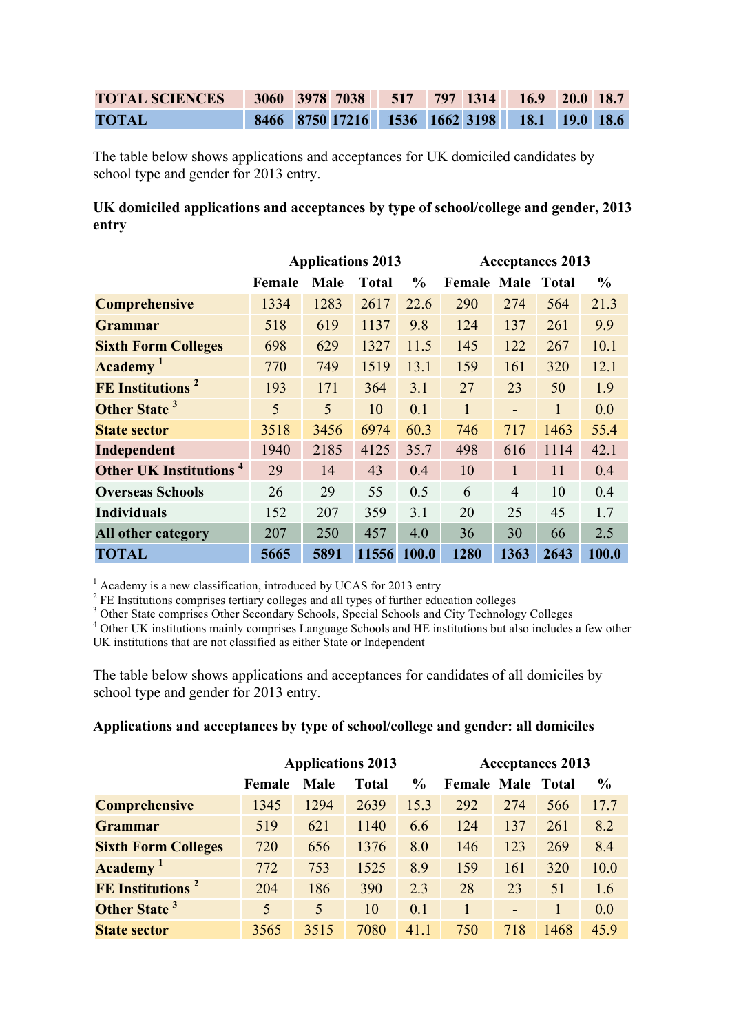| | | | | | | | | | |
|---|---|---|---|---|---|---|---|---|---|
| **TOTAL SCIENCES** | **3060** | **3978** | **7038** | **517** | **797** | **1314** | **16.9** | **20.0** | **18.7** |
| **TOTAL** | **8466** | **8750** | **17216** | **1536** | **1662** | **3198** | **18.1** | **19.0** | **18.6** |

The table below shows applications and acceptances for UK domiciled candidates by school type and gender for 2013 entry.

**UK domiciled applications and acceptances by type of school/college and gender, 2013 entry**

| | **Applications 2013** | | | | **Acceptances 2013** | | | |
|---|---|---|---|---|---|---|---|---|
| | **Female** | **Male** | **Total** | **%** | **Female** | **Male** | **Total** | **%** |
| **Comprehensive** | 1334 | 1283 | 2617 | 22.6 | 290 | 274 | 564 | 21.3 |
| **Grammar** | 518 | 619 | 1137 | 9.8 | 124 | 137 | 261 | 9.9 |
| **Sixth Form Colleges** | 698 | 629 | 1327 | 11.5 | 145 | 122 | 267 | 10.1 |
| **Academy** [1] | 770 | 749 | 1519 | 13.1 | 159 | 161 | 320 | 12.1 |
| **FE Institutions** [2] | 193 | 171 | 364 | 3.1 | 27 | 23 | 50 | 1.9 |
| **Other State** [3] | 5 | 5 | 10 | 0.1 | 1 | - | 1 | 0.0 |
| **State sector** | 3518 | 3456 | 6974 | 60.3 | 746 | 717 | 1463 | 55.4 |
| **Independent** | 1940 | 2185 | 4125 | 35.7 | 498 | 616 | 1114 | 42.1 |
| **Other UK Institutions** [4] | 29 | 14 | 43 | 0.4 | 10 | 1 | 11 | 0.4 |
| **Overseas Schools** | 26 | 29 | 55 | 0.5 | 6 | 4 | 10 | 0.4 |
| **Individuals** | 152 | 207 | 359 | 3.1 | 20 | 25 | 45 | 1.7 |
| **All other category** | 207 | 250 | 457 | 4.0 | 36 | 30 | 66 | 2.5 |
| **TOTAL** | **5665** | **5891** | **11556** | **100.0** | **1280** | **1363** | **2643** | **100.0** |

[1] Academy is a new classification, introduced by UCAS for 2013 entry
[2] FE Institutions comprises tertiary colleges and all types of further education colleges
[3] Other State comprises Other Secondary Schools, Special Schools and City Technology Colleges
[4] Other UK institutions mainly comprises Language Schools and HE institutions but also includes a few other UK institutions that are not classified as either State or Independent

The table below shows applications and acceptances for candidates of all domiciles by school type and gender for 2013 entry.

**Applications and acceptances by type of school/college and gender: all domiciles**

| | **Applications 2013** | | | | **Acceptances 2013** | | | |
|---|---|---|---|---|---|---|---|---|
| | **Female** | **Male** | **Total** | **%** | **Female** | **Male** | **Total** | **%** |
| **Comprehensive** | 1345 | 1294 | 2639 | 15.3 | 292 | 274 | 566 | 17.7 |
| **Grammar** | 519 | 621 | 1140 | 6.6 | 124 | 137 | 261 | 8.2 |
| **Sixth Form Colleges** | 720 | 656 | 1376 | 8.0 | 146 | 123 | 269 | 8.4 |
| **Academy** [1] | 772 | 753 | 1525 | 8.9 | 159 | 161 | 320 | 10.0 |
| **FE Institutions** [2] | 204 | 186 | 390 | 2.3 | 28 | 23 | 51 | 1.6 |
| **Other State** [3] | 5 | 5 | 10 | 0.1 | 1 | - | 1 | 0.0 |
| **State sector** | 3565 | 3515 | 7080 | 41.1 | 750 | 718 | 1468 | 45.9 |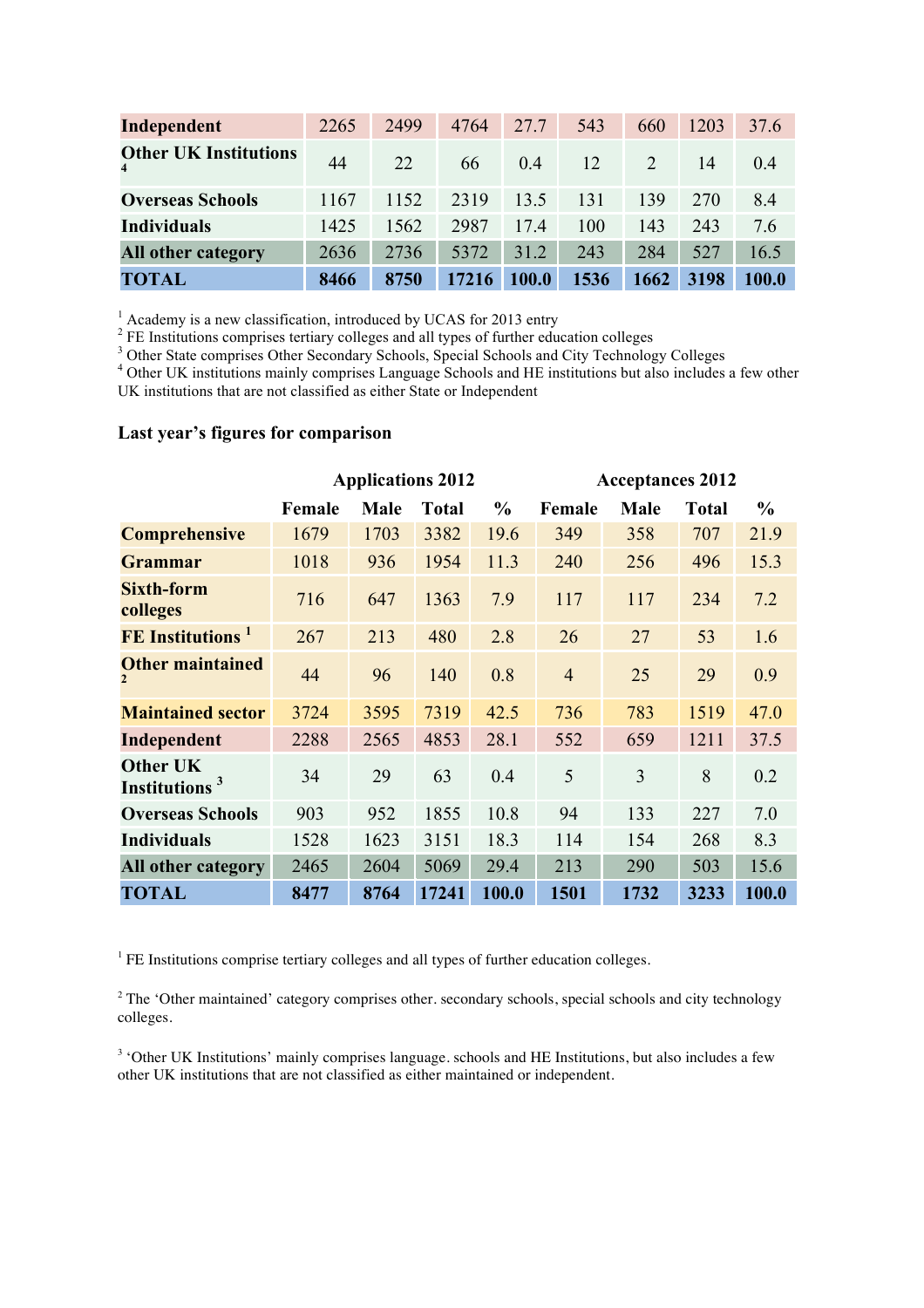| | | | | | | | | |
|---|---|---|---|---|---|---|---|---|
| **Independent** | 2265 | 2499 | 4764 | 27.7 | 543 | 660 | 1203 | 37.6 |
| **Other UK Institutions** [4] | 44 | 22 | 66 | 0.4 | 12 | 2 | 14 | 0.4 |
| **Overseas Schools** | 1167 | 1152 | 2319 | 13.5 | 131 | 139 | 270 | 8.4 |
| **Individuals** | 1425 | 1562 | 2987 | 17.4 | 100 | 143 | 243 | 7.6 |
| **All other category** | 2636 | 2736 | 5372 | 31.2 | 243 | 284 | 527 | 16.5 |
| **TOTAL** | **8466** | **8750** | **17216** | **100.0** | **1536** | **1662** | **3198** | **100.0** |

[1] Academy is a new classification, introduced by UCAS for 2013 entry
[2] FE Institutions comprises tertiary colleges and all types of further education colleges
[3] Other State comprises Other Secondary Schools, Special Schools and City Technology Colleges
[4] Other UK institutions mainly comprises Language Schools and HE institutions but also includes a few other UK institutions that are not classified as either State or Independent

### Last year's figures for comparison

| | Applications 2012 | | | | Acceptances 2012 | | | |
|---|---|---|---|---|---|---|---|---|
| | **Female** | **Male** | **Total** | **%** | **Female** | **Male** | **Total** | **%** |
| **Comprehensive** | 1679 | 1703 | 3382 | 19.6 | 349 | 358 | 707 | 21.9 |
| **Grammar** | 1018 | 936 | 1954 | 11.3 | 240 | 256 | 496 | 15.3 |
| **Sixth-form colleges** | 716 | 647 | 1363 | 7.9 | 117 | 117 | 234 | 7.2 |
| **FE Institutions** [1] | 267 | 213 | 480 | 2.8 | 26 | 27 | 53 | 1.6 |
| **Other maintained** [2] | 44 | 96 | 140 | 0.8 | 4 | 25 | 29 | 0.9 |
| **Maintained sector** | 3724 | 3595 | 7319 | 42.5 | 736 | 783 | 1519 | 47.0 |
| **Independent** | 2288 | 2565 | 4853 | 28.1 | 552 | 659 | 1211 | 37.5 |
| **Other UK Institutions** [3] | 34 | 29 | 63 | 0.4 | 5 | 3 | 8 | 0.2 |
| **Overseas Schools** | 903 | 952 | 1855 | 10.8 | 94 | 133 | 227 | 7.0 |
| **Individuals** | 1528 | 1623 | 3151 | 18.3 | 114 | 154 | 268 | 8.3 |
| **All other category** | 2465 | 2604 | 5069 | 29.4 | 213 | 290 | 503 | 15.6 |
| **TOTAL** | **8477** | **8764** | **17241** | **100.0** | **1501** | **1732** | **3233** | **100.0** |

[1] FE Institutions comprise tertiary colleges and all types of further education colleges.

[2] The 'Other maintained' category comprises other. secondary schools, special schools and city technology colleges.

[3] 'Other UK Institutions' mainly comprises language. schools and HE Institutions, but also includes a few other UK institutions that are not classified as either maintained or independent.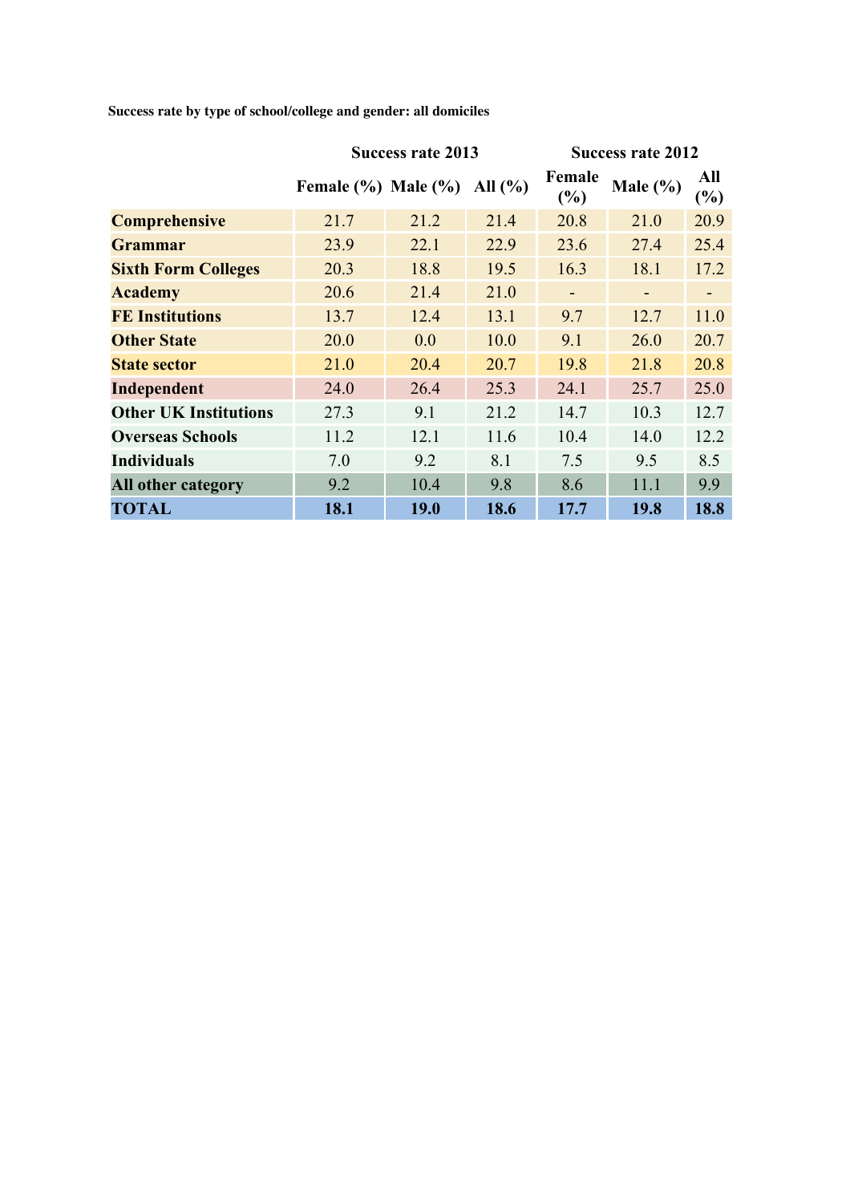**Success rate by type of school/college and gender: all domiciles**

| | Success rate 2013 | | | Success rate 2012 | | |
|---|---|---|---|---|---|---|
| | Female (%) | Male (%) | All (%) | Female (%) | Male (%) | All (%) |
| **Comprehensive** | 21.7 | 21.2 | 21.4 | 20.8 | 21.0 | 20.9 |
| **Grammar** | 23.9 | 22.1 | 22.9 | 23.6 | 27.4 | 25.4 |
| **Sixth Form Colleges** | 20.3 | 18.8 | 19.5 | 16.3 | 18.1 | 17.2 |
| **Academy** | 20.6 | 21.4 | 21.0 | - | - | - |
| **FE Institutions** | 13.7 | 12.4 | 13.1 | 9.7 | 12.7 | 11.0 |
| **Other State** | 20.0 | 0.0 | 10.0 | 9.1 | 26.0 | 20.7 |
| **State sector** | 21.0 | 20.4 | 20.7 | 19.8 | 21.8 | 20.8 |
| **Independent** | 24.0 | 26.4 | 25.3 | 24.1 | 25.7 | 25.0 |
| **Other UK Institutions** | 27.3 | 9.1 | 21.2 | 14.7 | 10.3 | 12.7 |
| **Overseas Schools** | 11.2 | 12.1 | 11.6 | 10.4 | 14.0 | 12.2 |
| **Individuals** | 7.0 | 9.2 | 8.1 | 7.5 | 9.5 | 8.5 |
| **All other category** | 9.2 | 10.4 | 9.8 | 8.6 | 11.1 | 9.9 |
| **TOTAL** | **18.1** | **19.0** | **18.6** | **17.7** | **19.8** | **18.8** |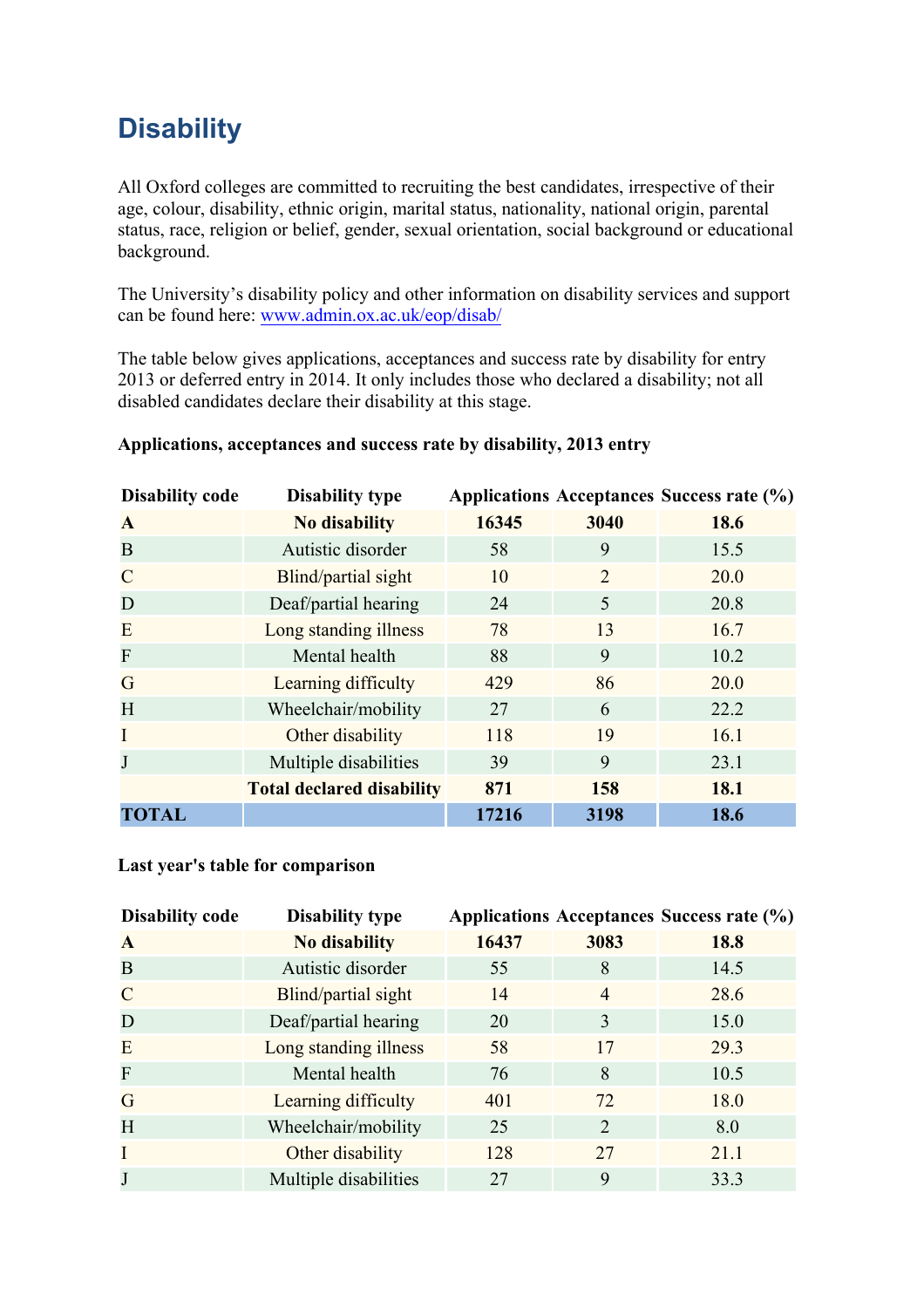# Disability

All Oxford colleges are committed to recruiting the best candidates, irrespective of their age, colour, disability, ethnic origin, marital status, nationality, national origin, parental status, race, religion or belief, gender, sexual orientation, social background or educational background.

The University's disability policy and other information on disability services and support can be found here: [www.admin.ox.ac.uk/eop/disab/](www.admin.ox.ac.uk/eop/disab/)

The table below gives applications, acceptances and success rate by disability for entry 2013 or deferred entry in 2014. It only includes those who declared a disability; not all disabled candidates declare their disability at this stage.

**Applications, acceptances and success rate by disability, 2013 entry**

| Disability code | Disability type | Applications | Acceptances | Success rate (%) |
|---|---|---|---|---|
| **A** | **No disability** | **16345** | **3040** | **18.6** |
| B | Autistic disorder | 58 | 9 | 15.5 |
| C | Blind/partial sight | 10 | 2 | 20.0 |
| D | Deaf/partial hearing | 24 | 5 | 20.8 |
| E | Long standing illness | 78 | 13 | 16.7 |
| F | Mental health | 88 | 9 | 10.2 |
| G | Learning difficulty | 429 | 86 | 20.0 |
| H | Wheelchair/mobility | 27 | 6 | 22.2 |
| I | Other disability | 118 | 19 | 16.1 |
| J | Multiple disabilities | 39 | 9 | 23.1 |
| | **Total declared disability** | **871** | **158** | **18.1** |
| **TOTAL** | | **17216** | **3198** | **18.6** |

**Last year's table for comparison**

| Disability code | Disability type | Applications | Acceptances | Success rate (%) |
|---|---|---|---|---|
| **A** | **No disability** | **16437** | **3083** | **18.8** |
| B | Autistic disorder | 55 | 8 | 14.5 |
| C | Blind/partial sight | 14 | 4 | 28.6 |
| D | Deaf/partial hearing | 20 | 3 | 15.0 |
| E | Long standing illness | 58 | 17 | 29.3 |
| F | Mental health | 76 | 8 | 10.5 |
| G | Learning difficulty | 401 | 72 | 18.0 |
| H | Wheelchair/mobility | 25 | 2 | 8.0 |
| I | Other disability | 128 | 27 | 21.1 |
| J | Multiple disabilities | 27 | 9 | 33.3 |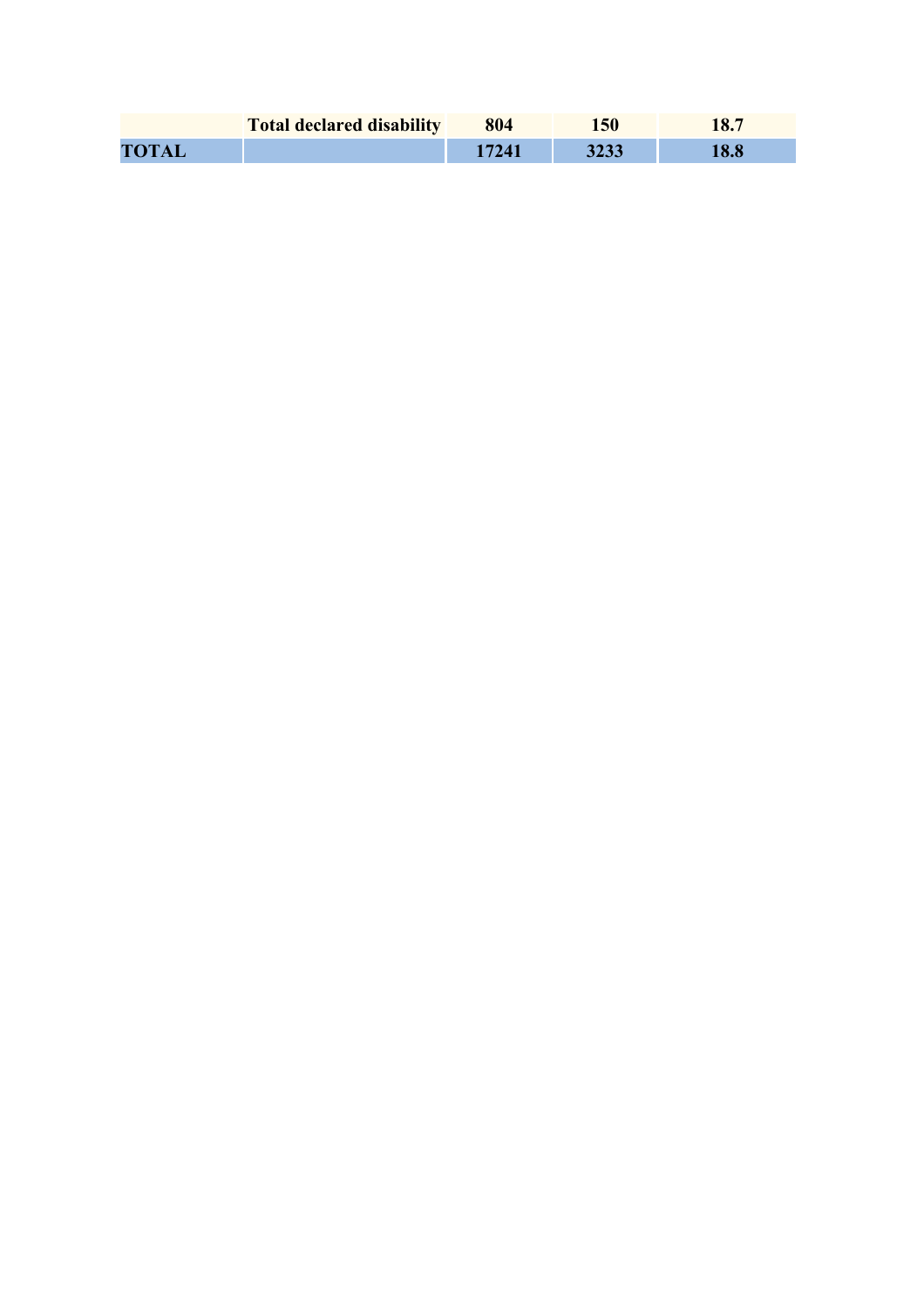| | | | | |
|---|---|---|---|---|
| | **Total declared disability** | **804** | **150** | **18.7** |
| **TOTAL** | | **17241** | **3233** | **18.8** |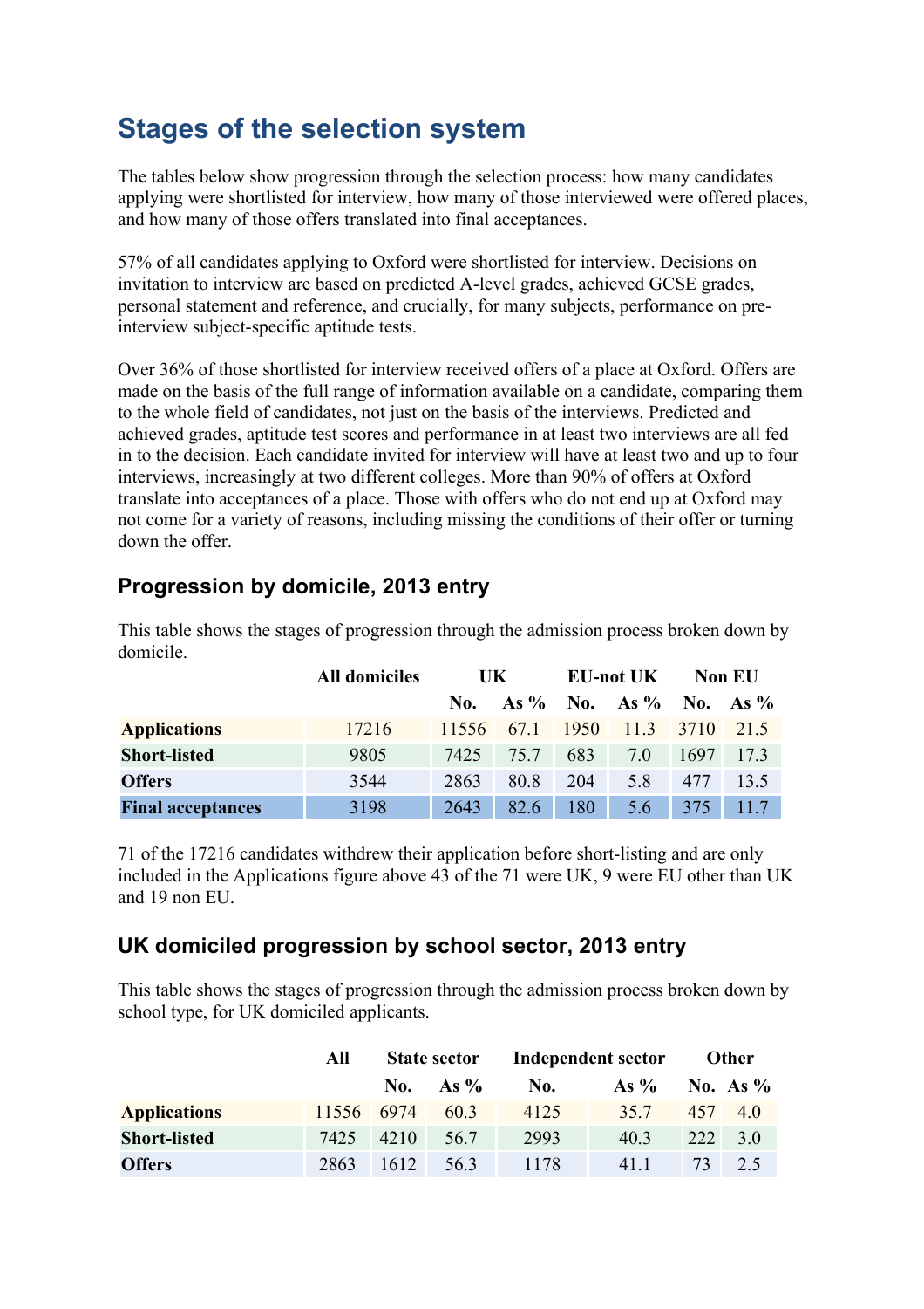# Stages of the selection system

The tables below show progression through the selection process: how many candidates applying were shortlisted for interview, how many of those interviewed were offered places, and how many of those offers translated into final acceptances.

57% of all candidates applying to Oxford were shortlisted for interview. Decisions on invitation to interview are based on predicted A-level grades, achieved GCSE grades, personal statement and reference, and crucially, for many subjects, performance on pre-interview subject-specific aptitude tests.

Over 36% of those shortlisted for interview received offers of a place at Oxford. Offers are made on the basis of the full range of information available on a candidate, comparing them to the whole field of candidates, not just on the basis of the interviews. Predicted and achieved grades, aptitude test scores and performance in at least two interviews are all fed in to the decision. Each candidate invited for interview will have at least two and up to four interviews, increasingly at two different colleges. More than 90% of offers at Oxford translate into acceptances of a place. Those with offers who do not end up at Oxford may not come for a variety of reasons, including missing the conditions of their offer or turning down the offer.

## Progression by domicile, 2013 entry

This table shows the stages of progression through the admission process broken down by domicile.

| | All domiciles | UK | | EU-not UK | | Non EU | |
|---|---|---|---|---|---|---|---|
| | | No. | As % | No. | As % | No. | As % |
| **Applications** | 17216 | 11556 | 67.1 | 1950 | 11.3 | 3710 | 21.5 |
| **Short-listed** | 9805 | 7425 | 75.7 | 683 | 7.0 | 1697 | 17.3 |
| **Offers** | 3544 | 2863 | 80.8 | 204 | 5.8 | 477 | 13.5 |
| **Final acceptances** | 3198 | 2643 | 82.6 | 180 | 5.6 | 375 | 11.7 |

71 of the 17216 candidates withdrew their application before short-listing and are only included in the Applications figure above 43 of the 71 were UK, 9 were EU other than UK and 19 non EU.

## UK domiciled progression by school sector, 2013 entry

This table shows the stages of progression through the admission process broken down by school type, for UK domiciled applicants.

| | All | State sector | | Independent sector | | Other | |
|---|---|---|---|---|---|---|---|
| | | No. | As % | No. | As % | No. | As % |
| **Applications** | 11556 | 6974 | 60.3 | 4125 | 35.7 | 457 | 4.0 |
| **Short-listed** | 7425 | 4210 | 56.7 | 2993 | 40.3 | 222 | 3.0 |
| **Offers** | 2863 | 1612 | 56.3 | 1178 | 41.1 | 73 | 2.5 |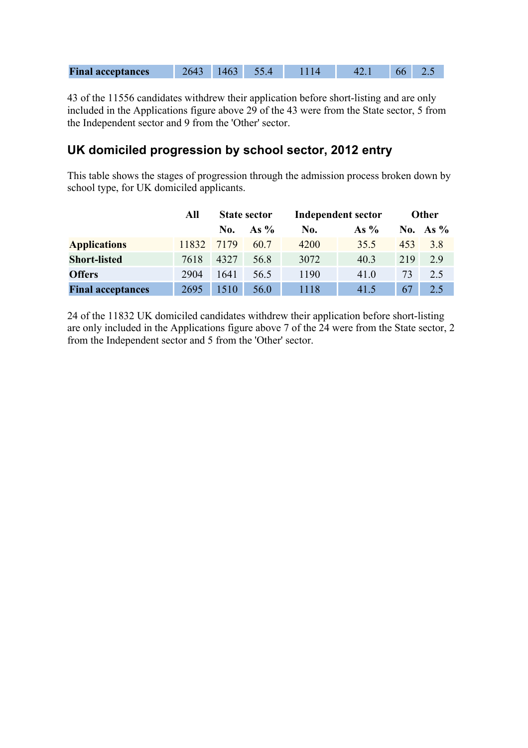| Final acceptances | 2643 | 1463 | 55.4 | 1114 | 42.1 | 66 | 2.5 |
|---|---|---|---|---|---|---|---|

43 of the 11556 candidates withdrew their application before short-listing and are only included in the Applications figure above 29 of the 43 were from the State sector, 5 from the Independent sector and 9 from the 'Other' sector.

## UK domiciled progression by school sector, 2012 entry

This table shows the stages of progression through the admission process broken down by school type, for UK domiciled applicants.

| | All | State sector | | Independent sector | | Other | |
|---|---|---|---|---|---|---|---|
| | | No. | As % | No. | As % | No. | As % |
| **Applications** | 11832 | 7179 | 60.7 | 4200 | 35.5 | 453 | 3.8 |
| **Short-listed** | 7618 | 4327 | 56.8 | 3072 | 40.3 | 219 | 2.9 |
| **Offers** | 2904 | 1641 | 56.5 | 1190 | 41.0 | 73 | 2.5 |
| **Final acceptances** | 2695 | 1510 | 56.0 | 1118 | 41.5 | 67 | 2.5 |

24 of the 11832 UK domiciled candidates withdrew their application before short-listing are only included in the Applications figure above 7 of the 24 were from the State sector, 2 from the Independent sector and 5 from the 'Other' sector.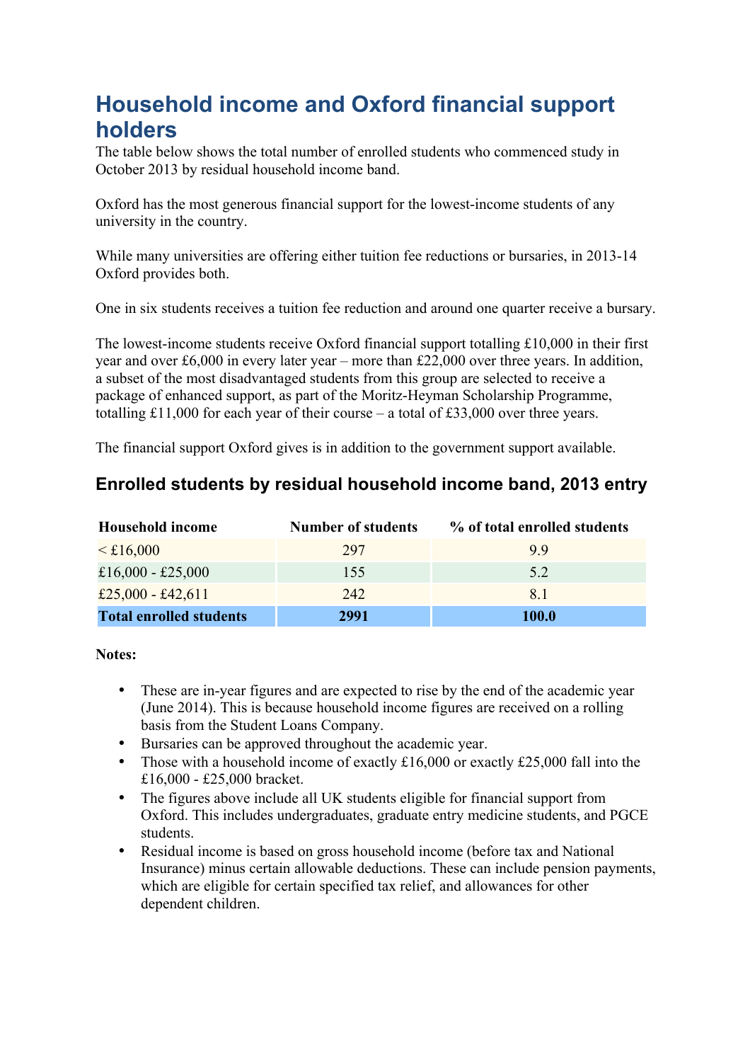# Household income and Oxford financial support holders

The table below shows the total number of enrolled students who commenced study in October 2013 by residual household income band.

Oxford has the most generous financial support for the lowest-income students of any university in the country.

While many universities are offering either tuition fee reductions or bursaries, in 2013-14 Oxford provides both.

One in six students receives a tuition fee reduction and around one quarter receive a bursary.

The lowest-income students receive Oxford financial support totalling £10,000 in their first year and over £6,000 in every later year – more than £22,000 over three years. In addition, a subset of the most disadvantaged students from this group are selected to receive a package of enhanced support, as part of the Moritz-Heyman Scholarship Programme, totalling £11,000 for each year of their course – a total of £33,000 over three years.

The financial support Oxford gives is in addition to the government support available.

## Enrolled students by residual household income band, 2013 entry

| Household income | Number of students | % of total enrolled students |
|---|---|---|
| < £16,000 | 297 | 9.9 |
| £16,000 - £25,000 | 155 | 5.2 |
| £25,000 - £42,611 | 242 | 8.1 |
| **Total enrolled students** | **2991** | **100.0** |

**Notes:**

- These are in-year figures and are expected to rise by the end of the academic year (June 2014). This is because household income figures are received on a rolling basis from the Student Loans Company.
- Bursaries can be approved throughout the academic year.
- Those with a household income of exactly £16,000 or exactly £25,000 fall into the £16,000 - £25,000 bracket.
- The figures above include all UK students eligible for financial support from Oxford. This includes undergraduates, graduate entry medicine students, and PGCE students.
- Residual income is based on gross household income (before tax and National Insurance) minus certain allowable deductions. These can include pension payments, which are eligible for certain specified tax relief, and allowances for other dependent children.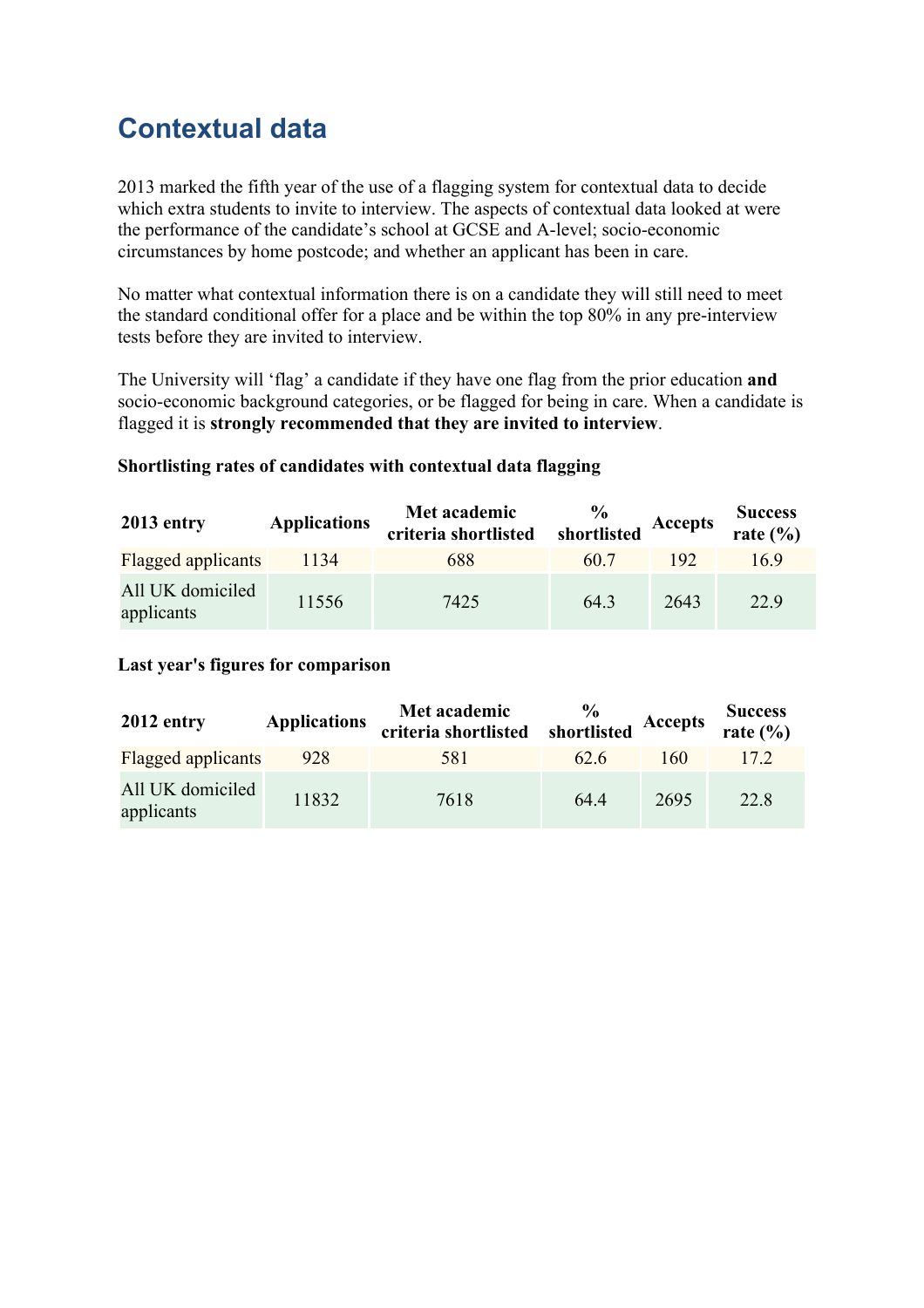# Contextual data

2013 marked the fifth year of the use of a flagging system for contextual data to decide which extra students to invite to interview. The aspects of contextual data looked at were the performance of the candidate's school at GCSE and A-level; socio-economic circumstances by home postcode; and whether an applicant has been in care.

No matter what contextual information there is on a candidate they will still need to meet the standard conditional offer for a place and be within the top 80% in any pre-interview tests before they are invited to interview.

The University will 'flag' a candidate if they have one flag from the prior education **and** socio-economic background categories, or be flagged for being in care. When a candidate is flagged it is **strongly recommended that they are invited to interview**.

**Shortlisting rates of candidates with contextual data flagging**

| 2013 entry | Applications | Met academic criteria shortlisted | % shortlisted | Accepts | Success rate (%) |
|---|---|---|---|---|---|
| Flagged applicants | 1134 | 688 | 60.7 | 192 | 16.9 |
| All UK domiciled applicants | 11556 | 7425 | 64.3 | 2643 | 22.9 |

**Last year's figures for comparison**

| 2012 entry | Applications | Met academic criteria shortlisted | % shortlisted | Accepts | Success rate (%) |
|---|---|---|---|---|---|
| Flagged applicants | 928 | 581 | 62.6 | 160 | 17.2 |
| All UK domiciled applicants | 11832 | 7618 | 64.4 | 2695 | 22.8 |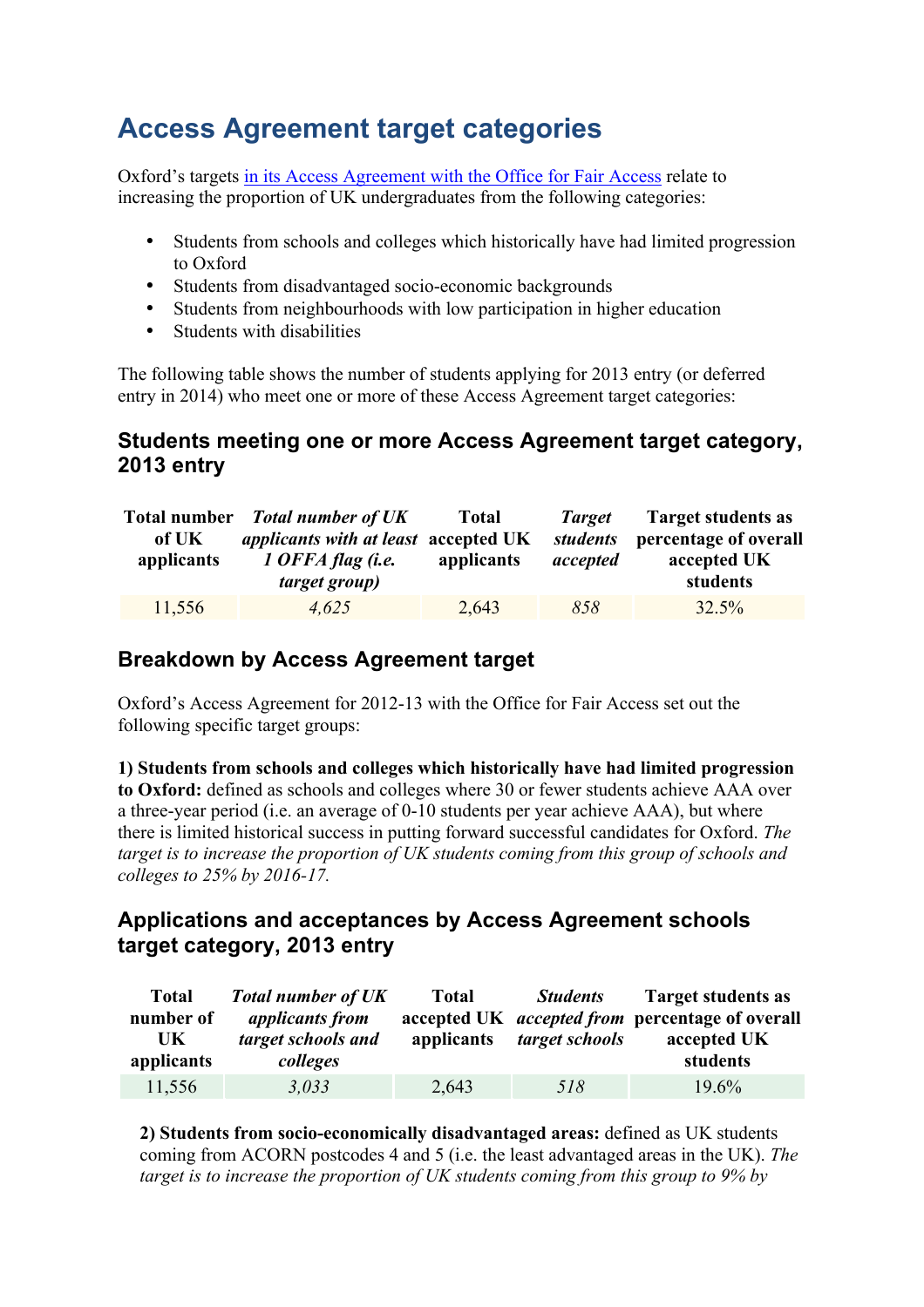# Access Agreement target categories

Oxford's targets [in its Access Agreement with the Office for Fair Access](#) relate to increasing the proportion of UK undergraduates from the following categories:

- Students from schools and colleges which historically have had limited progression to Oxford
- Students from disadvantaged socio-economic backgrounds
- Students from neighbourhoods with low participation in higher education
- Students with disabilities

The following table shows the number of students applying for 2013 entry (or deferred entry in 2014) who meet one or more of these Access Agreement target categories:

## Students meeting one or more Access Agreement target category, 2013 entry

| Total number of UK applicants | *Total number of UK applicants with at least 1 OFFA flag (i.e. target group)* | Total accepted UK applicants | *Target students accepted* | Target students as percentage of overall accepted UK students |
|---|---|---|---|---|
| 11,556 | *4,625* | 2,643 | *858* | 32.5% |

## Breakdown by Access Agreement target

Oxford's Access Agreement for 2012-13 with the Office for Fair Access set out the following specific target groups:

**1) Students from schools and colleges which historically have had limited progression to Oxford:** defined as schools and colleges where 30 or fewer students achieve AAA over a three-year period (i.e. an average of 0-10 students per year achieve AAA), but where there is limited historical success in putting forward successful candidates for Oxford. *The target is to increase the proportion of UK students coming from this group of schools and colleges to 25% by 2016-17.*

## Applications and acceptances by Access Agreement schools target category, 2013 entry

| Total number of UK applicants | *Total number of UK applicants from target schools and colleges* | Total accepted UK applicants | *Students accepted from target schools* | Target students as percentage of overall accepted UK students |
|---|---|---|---|---|
| 11,556 | *3,033* | 2,643 | *518* | 19.6% |

**2) Students from socio-economically disadvantaged areas:** defined as UK students coming from ACORN postcodes 4 and 5 (i.e. the least advantaged areas in the UK). *The target is to increase the proportion of UK students coming from this group to 9% by*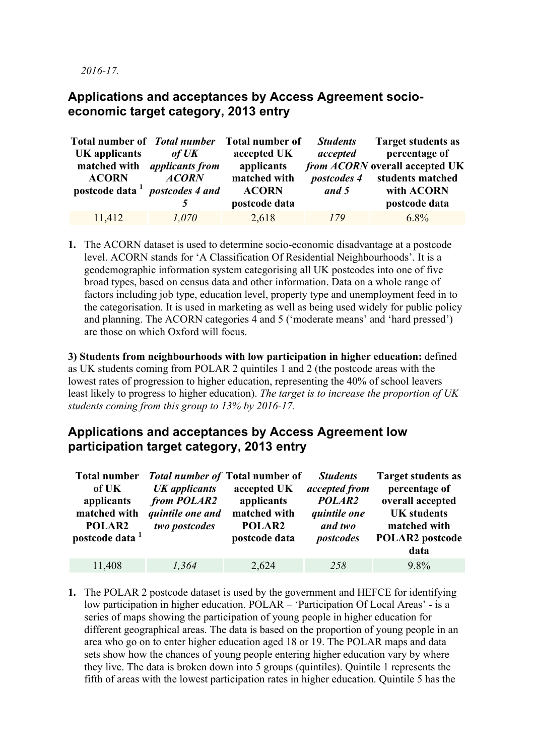*2016-17.*

## Applications and acceptances by Access Agreement socio-economic target category, 2013 entry

| Total number of UK applicants matched with ACORN postcode data [1] | *Total number of UK applicants from ACORN postcodes 4 and 5* | Total number of accepted UK applicants matched with ACORN postcode data | *Students accepted from ACORN postcodes 4 and 5* | Target students as percentage of overall accepted UK students matched with ACORN postcode data |
|---|---|---|---|---|
| 11,412 | *1,070* | 2,618 | *179* | 6.8% |

1. The ACORN dataset is used to determine socio-economic disadvantage at a postcode level. ACORN stands for 'A Classification Of Residential Neighbourhoods'. It is a geodemographic information system categorising all UK postcodes into one of five broad types, based on census data and other information. Data on a whole range of factors including job type, education level, property type and unemployment feed in to the categorisation. It is used in marketing as well as being used widely for public policy and planning. The ACORN categories 4 and 5 ('moderate means' and 'hard pressed') are those on which Oxford will focus.

**3) Students from neighbourhoods with low participation in higher education:** defined as UK students coming from POLAR 2 quintiles 1 and 2 (the postcode areas with the lowest rates of progression to higher education, representing the 40% of school leavers least likely to progress to higher education). *The target is to increase the proportion of UK students coming from this group to 13% by 2016-17.*

## Applications and acceptances by Access Agreement low participation target category, 2013 entry

| Total number of UK applicants matched with POLAR2 postcode data [1] | *Total number of UK applicants from POLAR2 quintile one and two postcodes* | Total number of accepted UK applicants matched with POLAR2 postcode data | *Students accepted from POLAR2 quintile one and two postcodes* | Target students as percentage of overall accepted UK students matched with POLAR2 postcode data |
|---|---|---|---|---|
| 11,408 | *1,364* | 2,624 | *258* | 9.8% |

1. The POLAR 2 postcode dataset is used by the government and HEFCE for identifying low participation in higher education. POLAR – 'Participation Of Local Areas' - is a series of maps showing the participation of young people in higher education for different geographical areas. The data is based on the proportion of young people in an area who go on to enter higher education aged 18 or 19. The POLAR maps and data sets show how the chances of young people entering higher education vary by where they live. The data is broken down into 5 groups (quintiles). Quintile 1 represents the fifth of areas with the lowest participation rates in higher education. Quintile 5 has the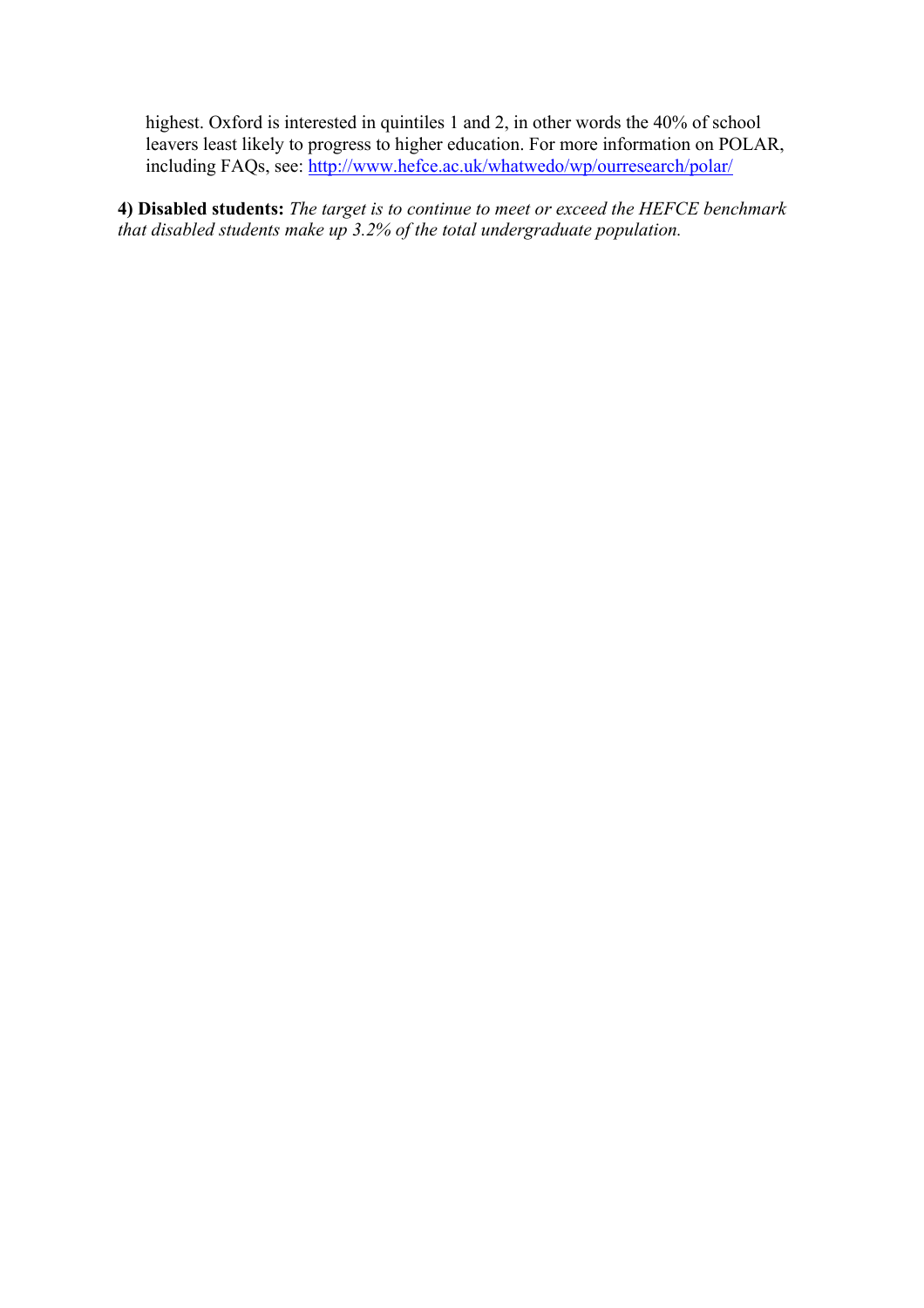highest. Oxford is interested in quintiles 1 and 2, in other words the 40% of school leavers least likely to progress to higher education. For more information on POLAR, including FAQs, see: [http://www.hefce.ac.uk/whatwedo/wp/ourresearch/polar/](http://www.hefce.ac.uk/whatwedo/wp/ourresearch/polar/)

**4) Disabled students:** *The target is to continue to meet or exceed the HEFCE benchmark that disabled students make up 3.2% of the total undergraduate population.*